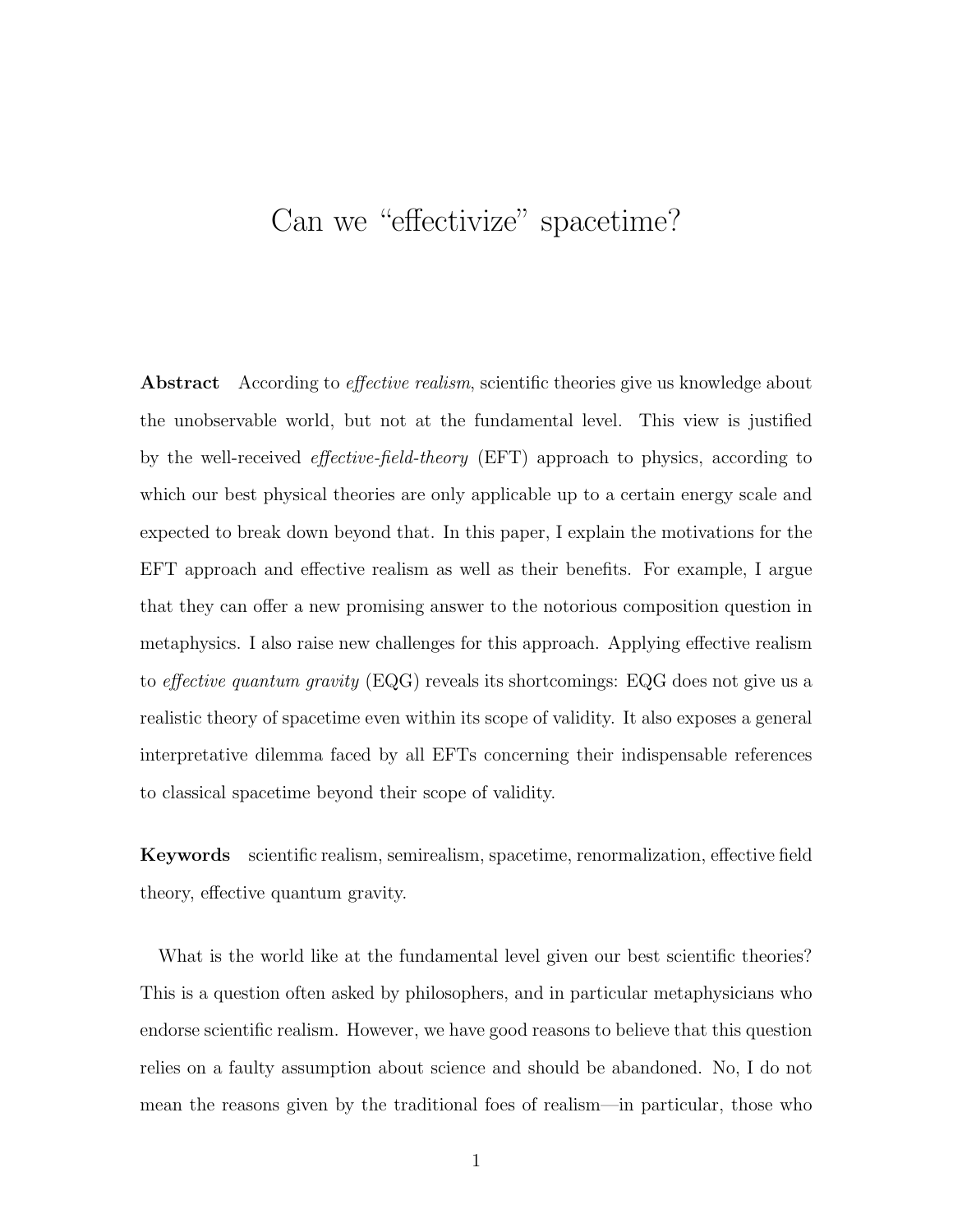# Can we "effectivize" spacetime?

**Abstract** According to *effective realism*, scientific theories give us knowledge about the unobservable world, but not at the fundamental level. This view is justified by the well-received *effective-field-theory* (EFT) approach to physics, according to which our best physical theories are only applicable up to a certain energy scale and expected to break down beyond that. In this paper, I explain the motivations for the EFT approach and effective realism as well as their benefits. For example, I argue that they can offer a new promising answer to the notorious composition question in metaphysics. I also raise new challenges for this approach. Applying effective realism to *effective quantum gravity* (EQG) reveals its shortcomings: EQG does not give us a realistic theory of spacetime even within its scope of validity. It also exposes a general interpretative dilemma faced by all EFTs concerning their indispensable references to classical spacetime beyond their scope of validity.

**Keywords** scientific realism, semirealism, spacetime, renormalization, effective field theory, effective quantum gravity.

What is the world like at the fundamental level given our best scientific theories? This is a question often asked by philosophers, and in particular metaphysicians who endorse scientific realism. However, we have good reasons to believe that this question relies on a faulty assumption about science and should be abandoned. No, I do not mean the reasons given by the traditional foes of realism—in particular, those who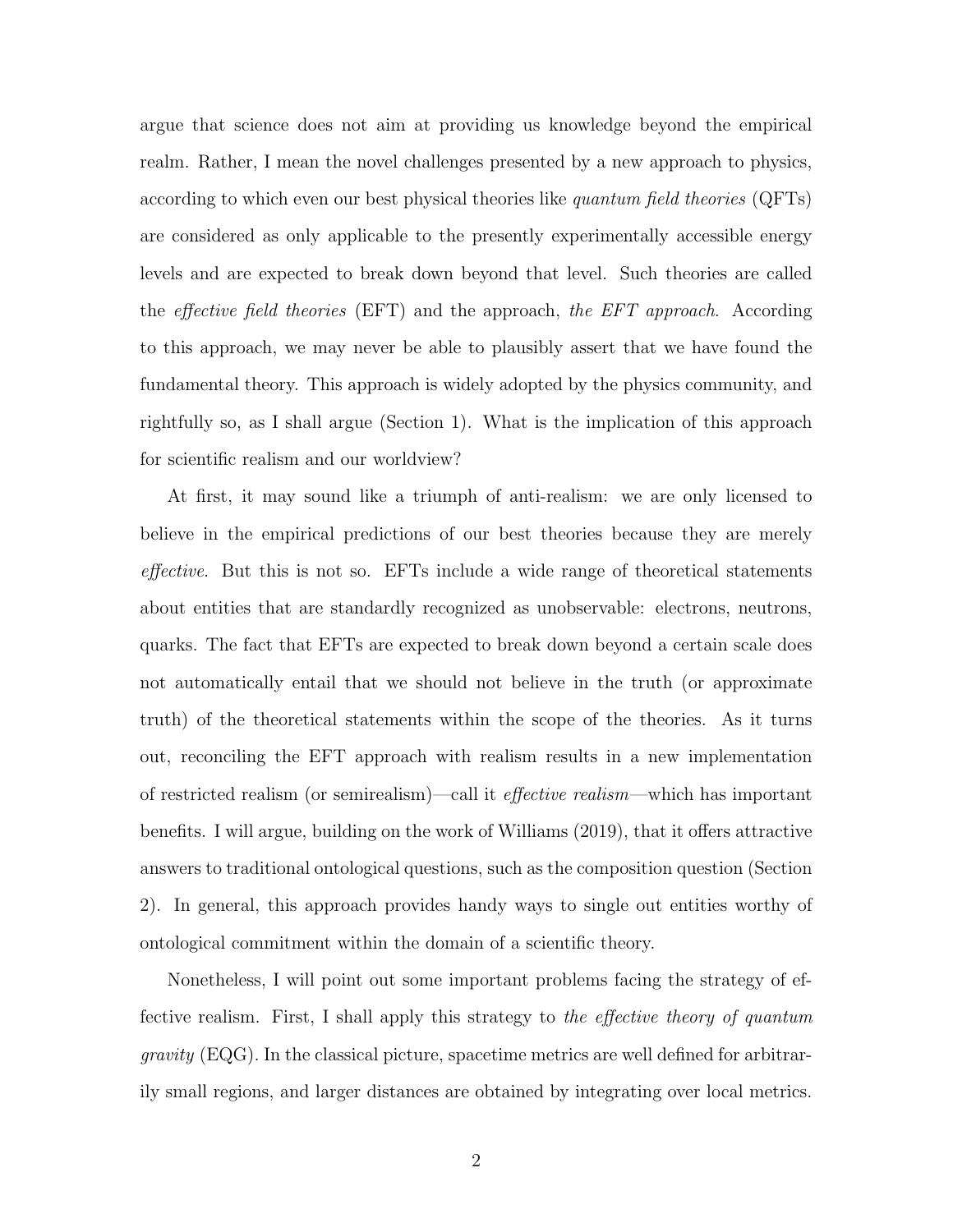argue that science does not aim at providing us knowledge beyond the empirical realm. Rather, I mean the novel challenges presented by a new approach to physics, according to which even our best physical theories like *quantum field theories* (QFTs) are considered as only applicable to the presently experimentally accessible energy levels and are expected to break down beyond that level. Such theories are called the *effective field theories* (EFT) and the approach, *the EFT approach*. According to this approach, we may never be able to plausibly assert that we have found the fundamental theory. This approach is widely adopted by the physics community, and rightfully so, as I shall argue (Section 1). What is the implication of this approach for scientific realism and our worldview?

At first, it may sound like a triumph of anti-realism: we are only licensed to believe in the empirical predictions of our best theories because they are merely *effective*. But this is not so. EFTs include a wide range of theoretical statements about entities that are standardly recognized as unobservable: electrons, neutrons, quarks. The fact that EFTs are expected to break down beyond a certain scale does not automatically entail that we should not believe in the truth (or approximate truth) of the theoretical statements within the scope of the theories. As it turns out, reconciling the EFT approach with realism results in a new implementation of restricted realism (or semirealism)—call it *effective realism*—which has important benefits. I will argue, building on the work of Williams (2019), that it offers attractive answers to traditional ontological questions, such as the composition question (Section 2). In general, this approach provides handy ways to single out entities worthy of ontological commitment within the domain of a scientific theory.

Nonetheless, I will point out some important problems facing the strategy of effective realism. First, I shall apply this strategy to *the effective theory of quantum gravity* (EQG). In the classical picture, spacetime metrics are well defined for arbitrarily small regions, and larger distances are obtained by integrating over local metrics.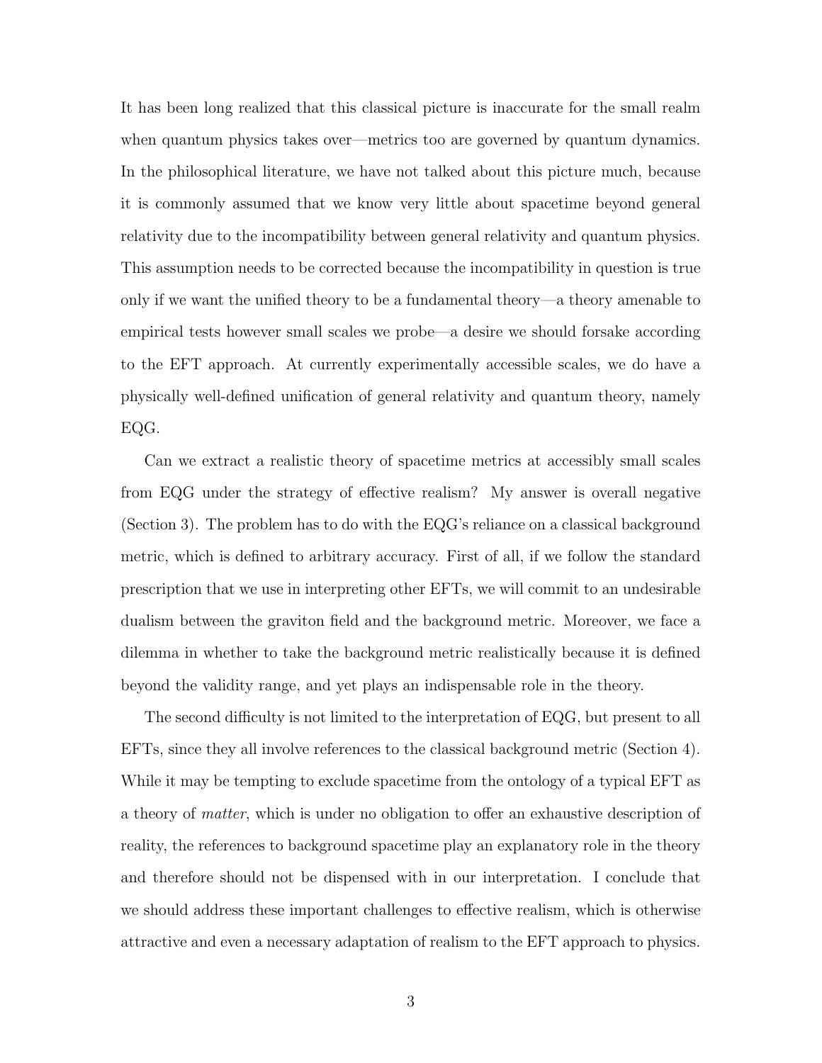It has been long realized that this classical picture is inaccurate for the small realm when quantum physics takes over—metrics too are governed by quantum dynamics. In the philosophical literature, we have not talked about this picture much, because it is commonly assumed that we know very little about spacetime beyond general relativity due to the incompatibility between general relativity and quantum physics. This assumption needs to be corrected because the incompatibility in question is true only if we want the unified theory to be a fundamental theory—a theory amenable to empirical tests however small scales we probe—a desire we should forsake according to the EFT approach. At currently experimentally accessible scales, we do have a physically well-defined unification of general relativity and quantum theory, namely EQG.

Can we extract a realistic theory of spacetime metrics at accessibly small scales from EQG under the strategy of effective realism? My answer is overall negative (Section 3). The problem has to do with the EQG's reliance on a classical background metric, which is defined to arbitrary accuracy. First of all, if we follow the standard prescription that we use in interpreting other EFTs, we will commit to an undesirable dualism between the graviton field and the background metric. Moreover, we face a dilemma in whether to take the background metric realistically because it is defined beyond the validity range, and yet plays an indispensable role in the theory.

The second difficulty is not limited to the interpretation of EQG, but present to all EFTs, since they all involve references to the classical background metric (Section 4). While it may be tempting to exclude spacetime from the ontology of a typical EFT as a theory of *matter*, which is under no obligation to offer an exhaustive description of reality, the references to background spacetime play an explanatory role in the theory and therefore should not be dispensed with in our interpretation. I conclude that we should address these important challenges to effective realism, which is otherwise attractive and even a necessary adaptation of realism to the EFT approach to physics.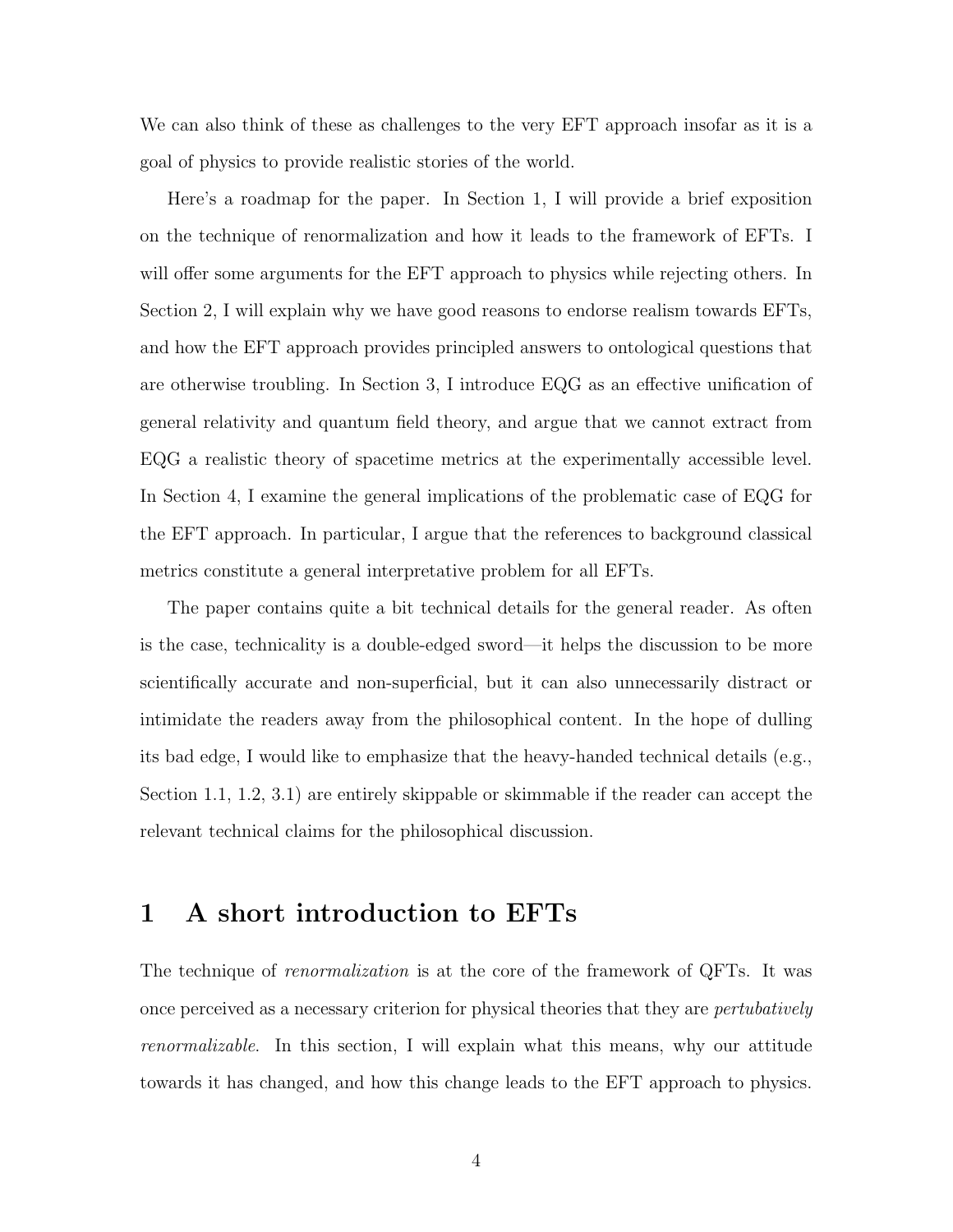We can also think of these as challenges to the very EFT approach insofar as it is a goal of physics to provide realistic stories of the world.

Here's a roadmap for the paper. In Section 1, I will provide a brief exposition on the technique of renormalization and how it leads to the framework of EFTs. I will offer some arguments for the EFT approach to physics while rejecting others. In Section 2, I will explain why we have good reasons to endorse realism towards EFTs, and how the EFT approach provides principled answers to ontological questions that are otherwise troubling. In Section 3, I introduce EQG as an effective unification of general relativity and quantum field theory, and argue that we cannot extract from EQG a realistic theory of spacetime metrics at the experimentally accessible level. In Section 4, I examine the general implications of the problematic case of EQG for the EFT approach. In particular, I argue that the references to background classical metrics constitute a general interpretative problem for all EFTs.

The paper contains quite a bit technical details for the general reader. As often is the case, technicality is a double-edged sword—it helps the discussion to be more scientifically accurate and non-superficial, but it can also unnecessarily distract or intimidate the readers away from the philosophical content. In the hope of dulling its bad edge, I would like to emphasize that the heavy-handed technical details (e.g., Section 1.1, 1.2, 3.1) are entirely skippable or skimmable if the reader can accept the relevant technical claims for the philosophical discussion.

# 1 A short introduction to EFTs

The technique of *renormalization* is at the core of the framework of QFTs. It was once perceived as a necessary criterion for physical theories that they are *pertubatively renormalizable*. In this section, I will explain what this means, why our attitude towards it has changed, and how this change leads to the EFT approach to physics.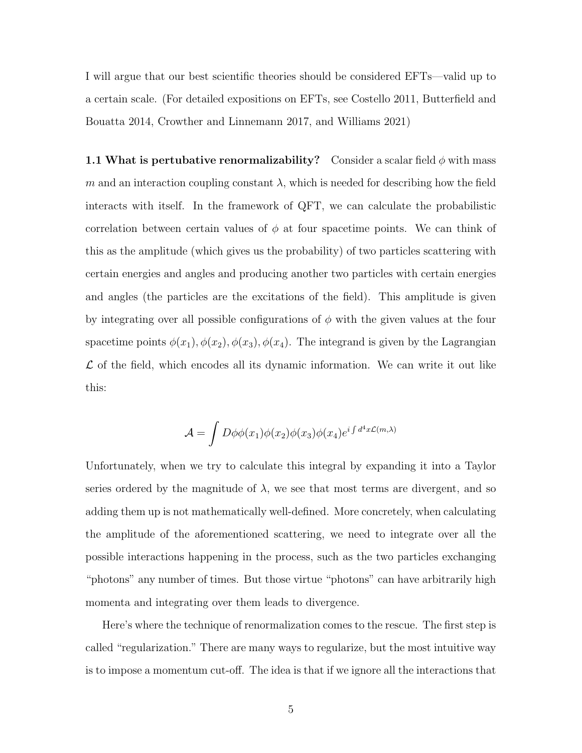I will argue that our best scientific theories should be considered EFTs—valid up to a certain scale. (For detailed expositions on EFTs, see Costello 2011, Butterfield and Bouatta 2014, Crowther and Linnemann 2017, and Williams 2021)

**1.1 What is pertubative renormalizability?** Consider a scalar field $\phi$ with mass $m$ and an interaction coupling constant $\lambda$, which is needed for describing how the field interacts with itself. In the framework of QFT, we can calculate the probabilistic correlation between certain values of $\phi$ at four spacetime points. We can think of this as the amplitude (which gives us the probability) of two particles scattering with certain energies and angles and producing another two particles with certain energies and angles (the particles are the excitations of the field). This amplitude is given by integrating over all possible configurations of $\phi$ with the given values at the four spacetime points $\phi(x_1), \phi(x_2), \phi(x_3), \phi(x_4)$. The integrand is given by the Lagrangian $\mathcal{L}$ of the field, which encodes all its dynamic information. We can write it out like this:

$$\mathcal{A} = \int D\phi \phi(x_1)\phi(x_2)\phi(x_3)\phi(x_4)e^{i\int d^4x\mathcal{L}(m,\lambda)}$$

Unfortunately, when we try to calculate this integral by expanding it into a Taylor series ordered by the magnitude of $\lambda$, we see that most terms are divergent, and so adding them up is not mathematically well-defined. More concretely, when calculating the amplitude of the aforementioned scattering, we need to integrate over all the possible interactions happening in the process, such as the two particles exchanging "photons" any number of times. But those virtue "photons" can have arbitrarily high momenta and integrating over them leads to divergence.

Here's where the technique of renormalization comes to the rescue. The first step is called "regularization." There are many ways to regularize, but the most intuitive way is to impose a momentum cut-off. The idea is that if we ignore all the interactions that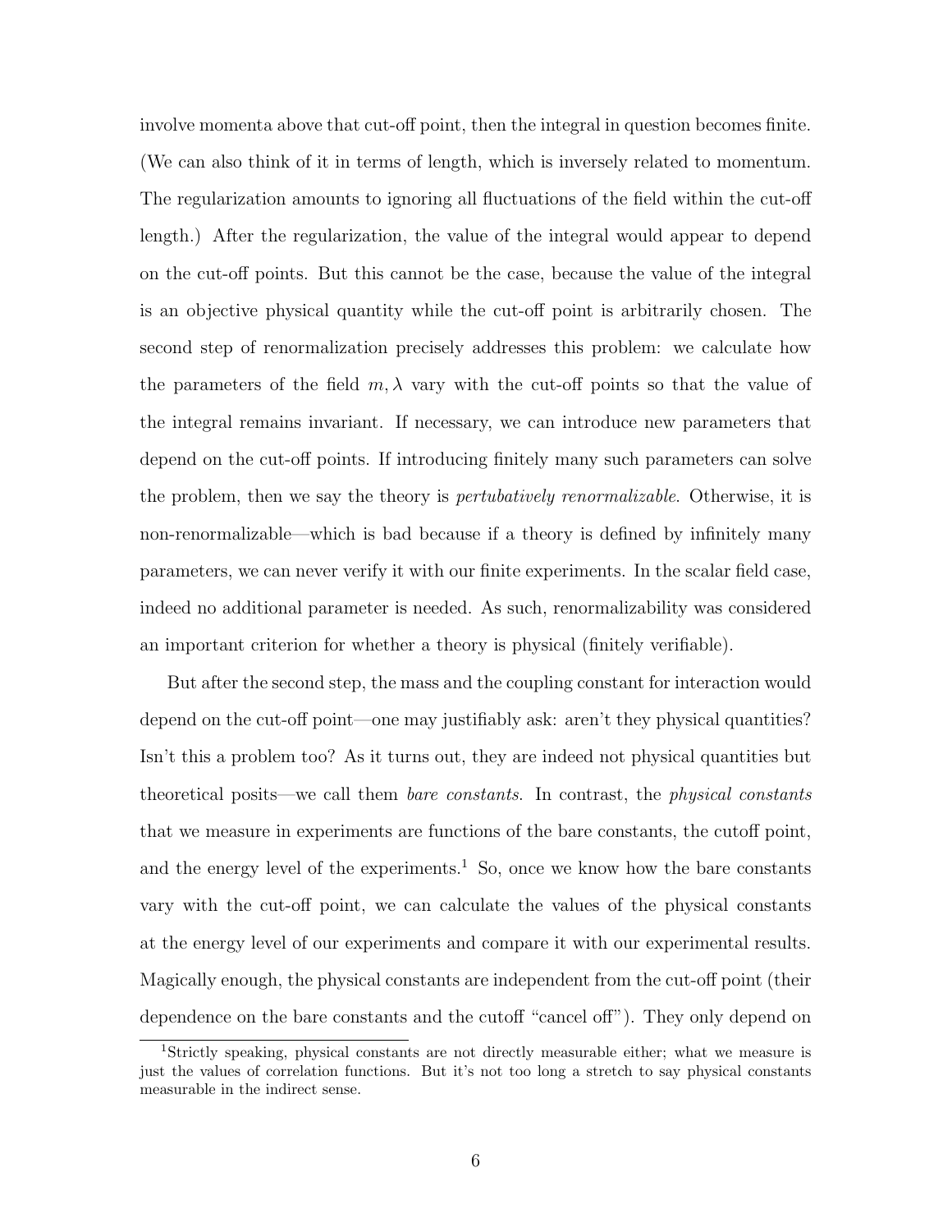involve momenta above that cut-off point, then the integral in question becomes finite. (We can also think of it in terms of length, which is inversely related to momentum. The regularization amounts to ignoring all fluctuations of the field within the cut-off length.) After the regularization, the value of the integral would appear to depend on the cut-off points. But this cannot be the case, because the value of the integral is an objective physical quantity while the cut-off point is arbitrarily chosen. The second step of renormalization precisely addresses this problem: we calculate how the parameters of the field $m, \lambda$ vary with the cut-off points so that the value of the integral remains invariant. If necessary, we can introduce new parameters that depend on the cut-off points. If introducing finitely many such parameters can solve the problem, then we say the theory is *pertubatively renormalizable*. Otherwise, it is non-renormalizable—which is bad because if a theory is defined by infinitely many parameters, we can never verify it with our finite experiments. In the scalar field case, indeed no additional parameter is needed. As such, renormalizability was considered an important criterion for whether a theory is physical (finitely verifiable).

But after the second step, the mass and the coupling constant for interaction would depend on the cut-off point—one may justifiably ask: aren't they physical quantities? Isn't this a problem too? As it turns out, they are indeed not physical quantities but theoretical posits—we call them *bare constants*. In contrast, the *physical constants* that we measure in experiments are functions of the bare constants, the cutoff point, and the energy level of the experiments.[1] So, once we know how the bare constants vary with the cut-off point, we can calculate the values of the physical constants at the energy level of our experiments and compare it with our experimental results. Magically enough, the physical constants are independent from the cut-off point (their dependence on the bare constants and the cutoff "cancel off"). They only depend on

[1] Strictly speaking, physical constants are not directly measurable either; what we measure is just the values of correlation functions. But it's not too long a stretch to say physical constants measurable in the indirect sense.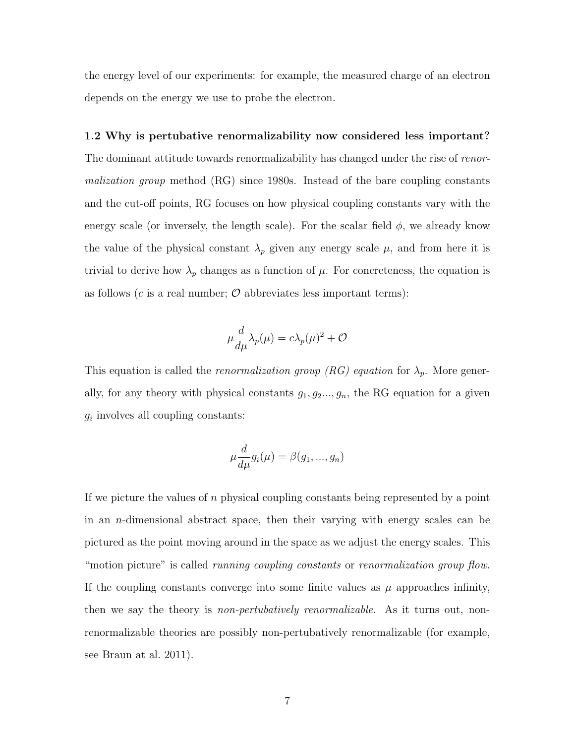the energy level of our experiments: for example, the measured charge of an electron depends on the energy we use to probe the electron.

**1.2 Why is pertubative renormalizability now considered less important?**

The dominant attitude towards renormalizability has changed under the rise of *renormalization group* method (RG) since 1980s. Instead of the bare coupling constants and the cut-off points, RG focuses on how physical coupling constants vary with the energy scale (or inversely, the length scale). For the scalar field $\phi$, we already know the value of the physical constant $\lambda_p$ given any energy scale $\mu$, and from here it is trivial to derive how $\lambda_p$ changes as a function of $\mu$. For concreteness, the equation is as follows ($c$ is a real number; $\mathcal{O}$ abbreviates less important terms):

$$\mu \frac{d}{d\mu} \lambda_p(\mu) = c\lambda_p(\mu)^2 + \mathcal{O}$$

This equation is called the *renormalization group (RG) equation* for $\lambda_p$. More generally, for any theory with physical constants $g_1, g_2..., g_n$, the RG equation for a given $g_i$ involves all coupling constants:

$$\mu \frac{d}{d\mu} g_i(\mu) = \beta(g_1, ..., g_n)$$

If we picture the values of $n$ physical coupling constants being represented by a point in an $n$-dimensional abstract space, then their varying with energy scales can be pictured as the point moving around in the space as we adjust the energy scales. This "motion picture" is called *running coupling constants* or *renormalization group flow*. If the coupling constants converge into some finite values as $\mu$ approaches infinity, then we say the theory is *non-pertubatively renormalizable*. As it turns out, non-renormalizable theories are possibly non-pertubatively renormalizable (for example, see Braun at al. 2011).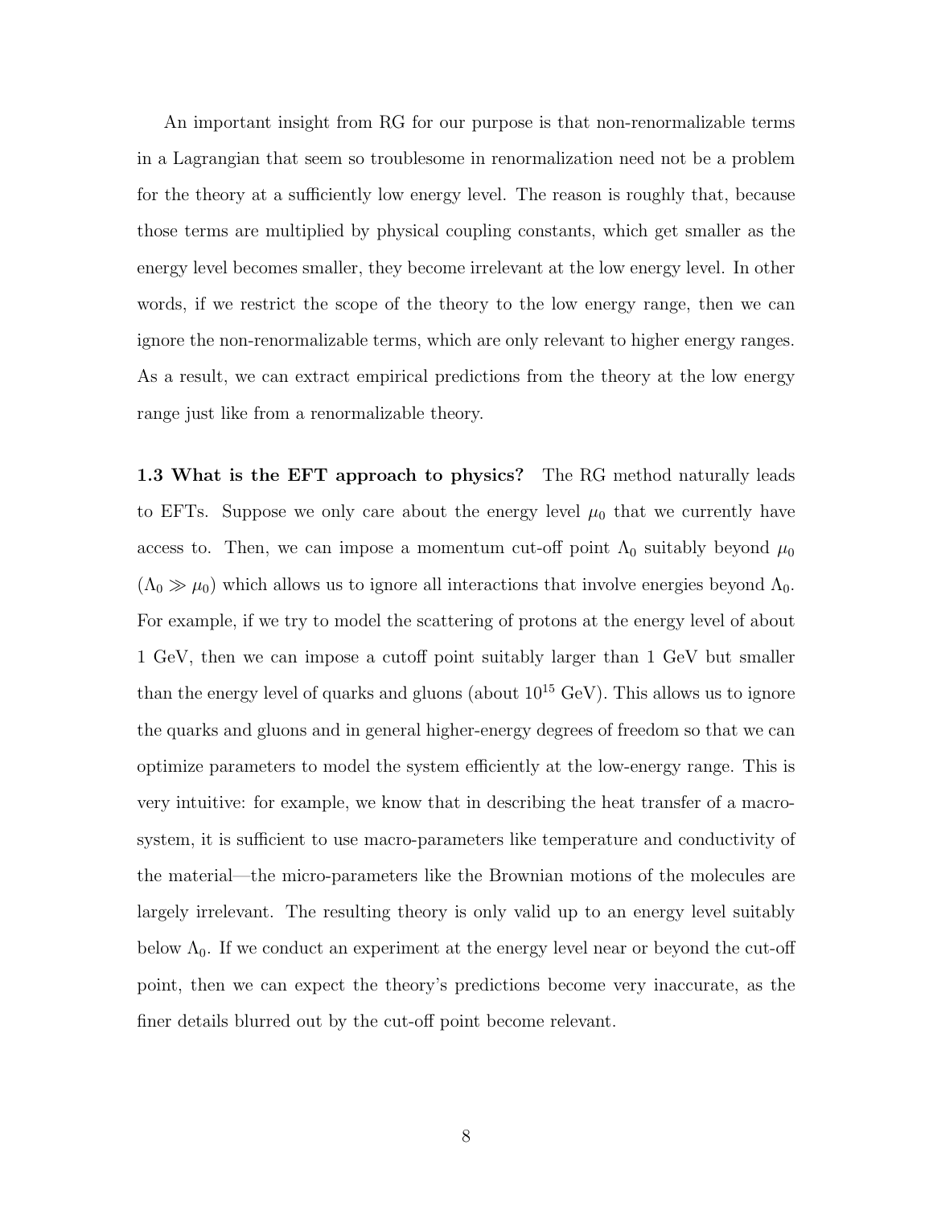An important insight from RG for our purpose is that non-renormalizable terms in a Lagrangian that seem so troublesome in renormalization need not be a problem for the theory at a sufficiently low energy level. The reason is roughly that, because those terms are multiplied by physical coupling constants, which get smaller as the energy level becomes smaller, they become irrelevant at the low energy level. In other words, if we restrict the scope of the theory to the low energy range, then we can ignore the non-renormalizable terms, which are only relevant to higher energy ranges. As a result, we can extract empirical predictions from the theory at the low energy range just like from a renormalizable theory.

**1.3 What is the EFT approach to physics?** The RG method naturally leads to EFTs. Suppose we only care about the energy level $\mu_0$ that we currently have access to. Then, we can impose a momentum cut-off point $\Lambda_0$ suitably beyond $\mu_0$ ($\Lambda_0 \gg \mu_0$) which allows us to ignore all interactions that involve energies beyond $\Lambda_0$. For example, if we try to model the scattering of protons at the energy level of about 1 GeV, then we can impose a cutoff point suitably larger than 1 GeV but smaller than the energy level of quarks and gluons (about $10^{15}$ GeV). This allows us to ignore the quarks and gluons and in general higher-energy degrees of freedom so that we can optimize parameters to model the system efficiently at the low-energy range. This is very intuitive: for example, we know that in describing the heat transfer of a macro-system, it is sufficient to use macro-parameters like temperature and conductivity of the material—the micro-parameters like the Brownian motions of the molecules are largely irrelevant. The resulting theory is only valid up to an energy level suitably below $\Lambda_0$. If we conduct an experiment at the energy level near or beyond the cut-off point, then we can expect the theory's predictions become very inaccurate, as the finer details blurred out by the cut-off point become relevant.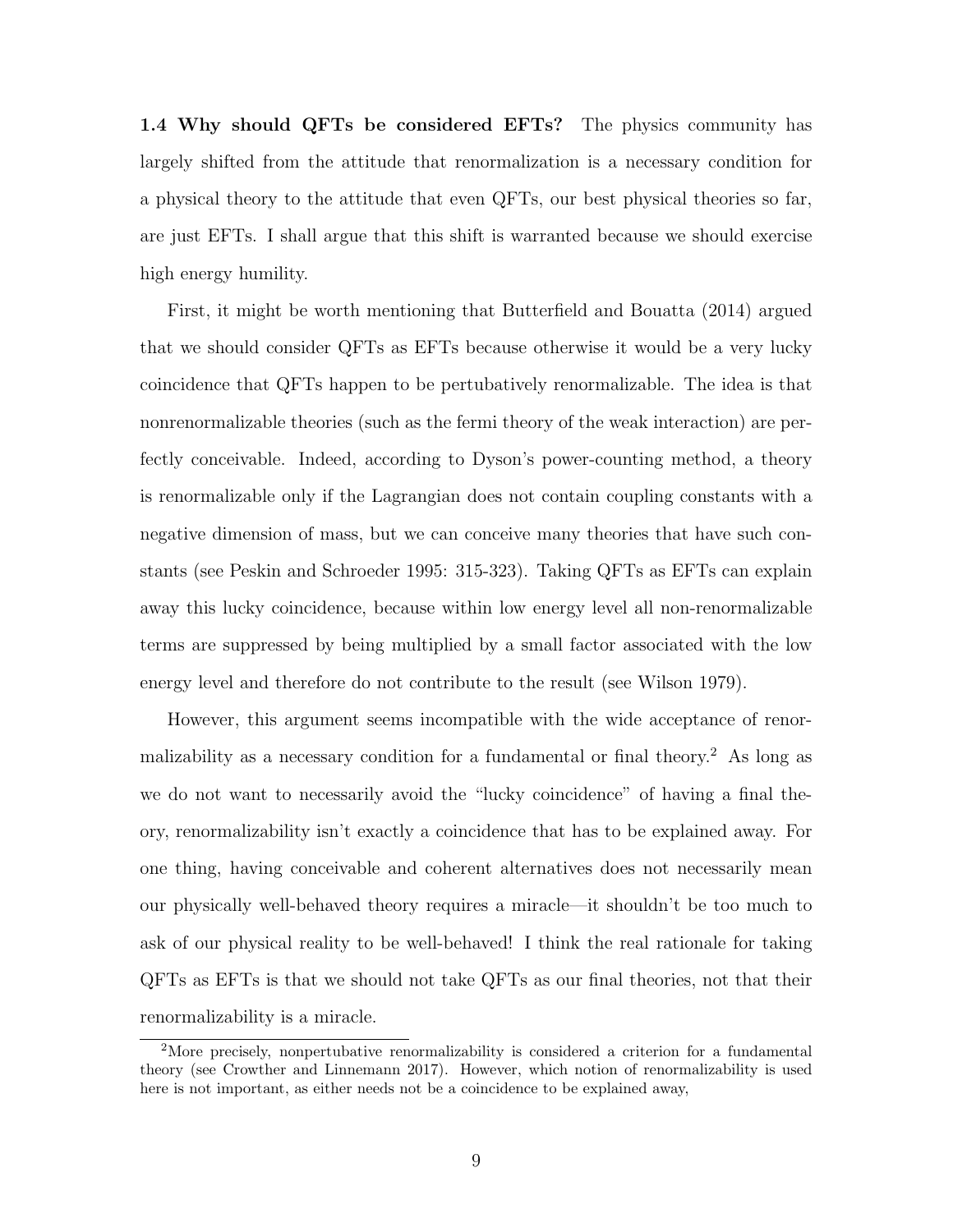**1.4 Why should QFTs be considered EFTs?** The physics community has largely shifted from the attitude that renormalization is a necessary condition for a physical theory to the attitude that even QFTs, our best physical theories so far, are just EFTs. I shall argue that this shift is warranted because we should exercise high energy humility.

First, it might be worth mentioning that Butterfield and Bouatta (2014) argued that we should consider QFTs as EFTs because otherwise it would be a very lucky coincidence that QFTs happen to be pertubatively renormalizable. The idea is that nonrenormalizable theories (such as the fermi theory of the weak interaction) are perfectly conceivable. Indeed, according to Dyson's power-counting method, a theory is renormalizable only if the Lagrangian does not contain coupling constants with a negative dimension of mass, but we can conceive many theories that have such constants (see Peskin and Schroeder 1995: 315-323). Taking QFTs as EFTs can explain away this lucky coincidence, because within low energy level all non-renormalizable terms are suppressed by being multiplied by a small factor associated with the low energy level and therefore do not contribute to the result (see Wilson 1979).

However, this argument seems incompatible with the wide acceptance of renormalizability as a necessary condition for a fundamental or final theory.[2] As long as we do not want to necessarily avoid the "lucky coincidence" of having a final theory, renormalizability isn't exactly a coincidence that has to be explained away. For one thing, having conceivable and coherent alternatives does not necessarily mean our physically well-behaved theory requires a miracle—it shouldn't be too much to ask of our physical reality to be well-behaved! I think the real rationale for taking QFTs as EFTs is that we should not take QFTs as our final theories, not that their renormalizability is a miracle.

[2] More precisely, nonpertubative renormalizability is considered a criterion for a fundamental theory (see Crowther and Linnemann 2017). However, which notion of renormalizability is used here is not important, as either needs not be a coincidence to be explained away,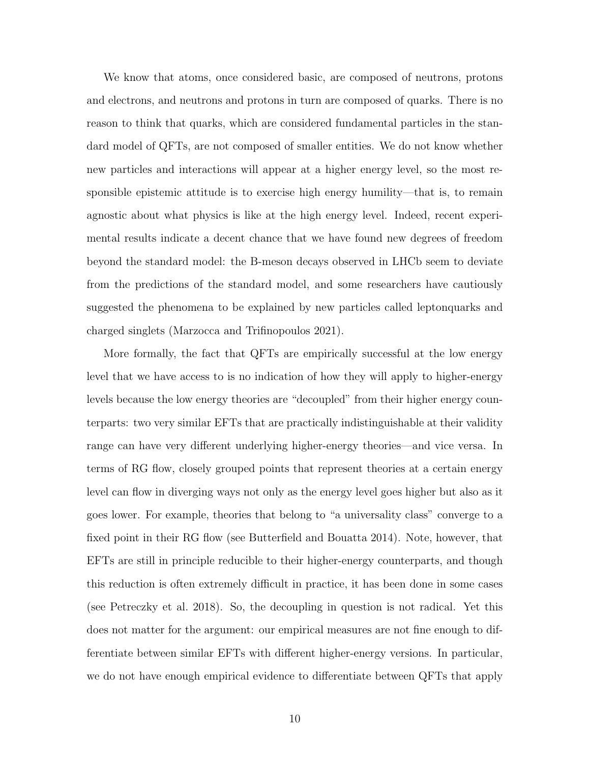We know that atoms, once considered basic, are composed of neutrons, protons and electrons, and neutrons and protons in turn are composed of quarks. There is no reason to think that quarks, which are considered fundamental particles in the standard model of QFTs, are not composed of smaller entities. We do not know whether new particles and interactions will appear at a higher energy level, so the most responsible epistemic attitude is to exercise high energy humility—that is, to remain agnostic about what physics is like at the high energy level. Indeed, recent experimental results indicate a decent chance that we have found new degrees of freedom beyond the standard model: the B-meson decays observed in LHCb seem to deviate from the predictions of the standard model, and some researchers have cautiously suggested the phenomena to be explained by new particles called leptonquarks and charged singlets (Marzocca and Trifinopoulos 2021).

More formally, the fact that QFTs are empirically successful at the low energy level that we have access to is no indication of how they will apply to higher-energy levels because the low energy theories are "decoupled" from their higher energy counterparts: two very similar EFTs that are practically indistinguishable at their validity range can have very different underlying higher-energy theories—and vice versa. In terms of RG flow, closely grouped points that represent theories at a certain energy level can flow in diverging ways not only as the energy level goes higher but also as it goes lower. For example, theories that belong to "a universality class" converge to a fixed point in their RG flow (see Butterfield and Bouatta 2014). Note, however, that EFTs are still in principle reducible to their higher-energy counterparts, and though this reduction is often extremely difficult in practice, it has been done in some cases (see Petreczky et al. 2018). So, the decoupling in question is not radical. Yet this does not matter for the argument: our empirical measures are not fine enough to differentiate between similar EFTs with different higher-energy versions. In particular, we do not have enough empirical evidence to differentiate between QFTs that apply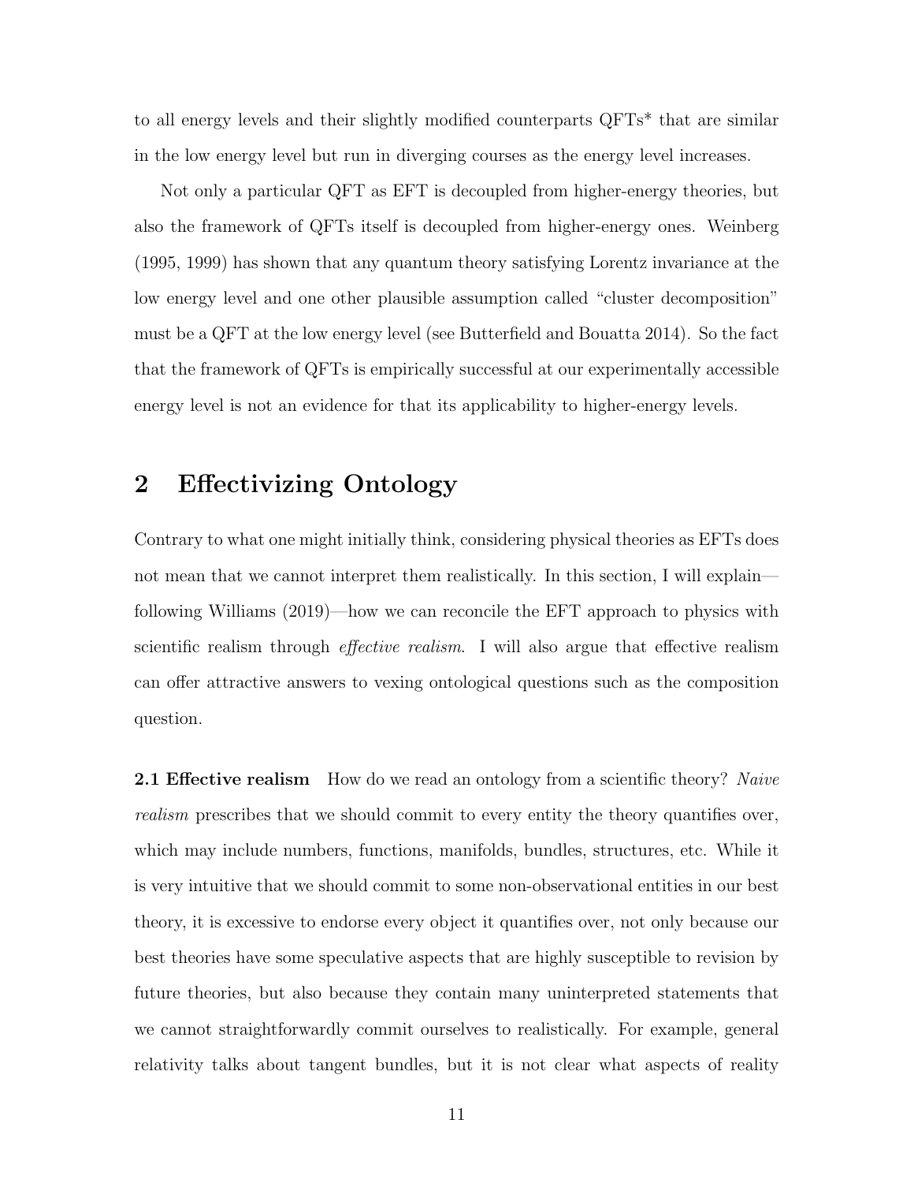to all energy levels and their slightly modified counterparts QFTs* that are similar in the low energy level but run in diverging courses as the energy level increases.

Not only a particular QFT as EFT is decoupled from higher-energy theories, but also the framework of QFTs itself is decoupled from higher-energy ones. Weinberg (1995, 1999) has shown that any quantum theory satisfying Lorentz invariance at the low energy level and one other plausible assumption called "cluster decomposition" must be a QFT at the low energy level (see Butterfield and Bouatta 2014). So the fact that the framework of QFTs is empirically successful at our experimentally accessible energy level is not an evidence for that its applicability to higher-energy levels.

## 2 Effectivizing Ontology

Contrary to what one might initially think, considering physical theories as EFTs does not mean that we cannot interpret them realistically. In this section, I will explain—following Williams (2019)—how we can reconcile the EFT approach to physics with scientific realism through *effective realism*. I will also argue that effective realism can offer attractive answers to vexing ontological questions such as the composition question.

**2.1 Effective realism** How do we read an ontology from a scientific theory? *Naive realism* prescribes that we should commit to every entity the theory quantifies over, which may include numbers, functions, manifolds, bundles, structures, etc. While it is very intuitive that we should commit to some non-observational entities in our best theory, it is excessive to endorse every object it quantifies over, not only because our best theories have some speculative aspects that are highly susceptible to revision by future theories, but also because they contain many uninterpreted statements that we cannot straightforwardly commit ourselves to realistically. For example, general relativity talks about tangent bundles, but it is not clear what aspects of reality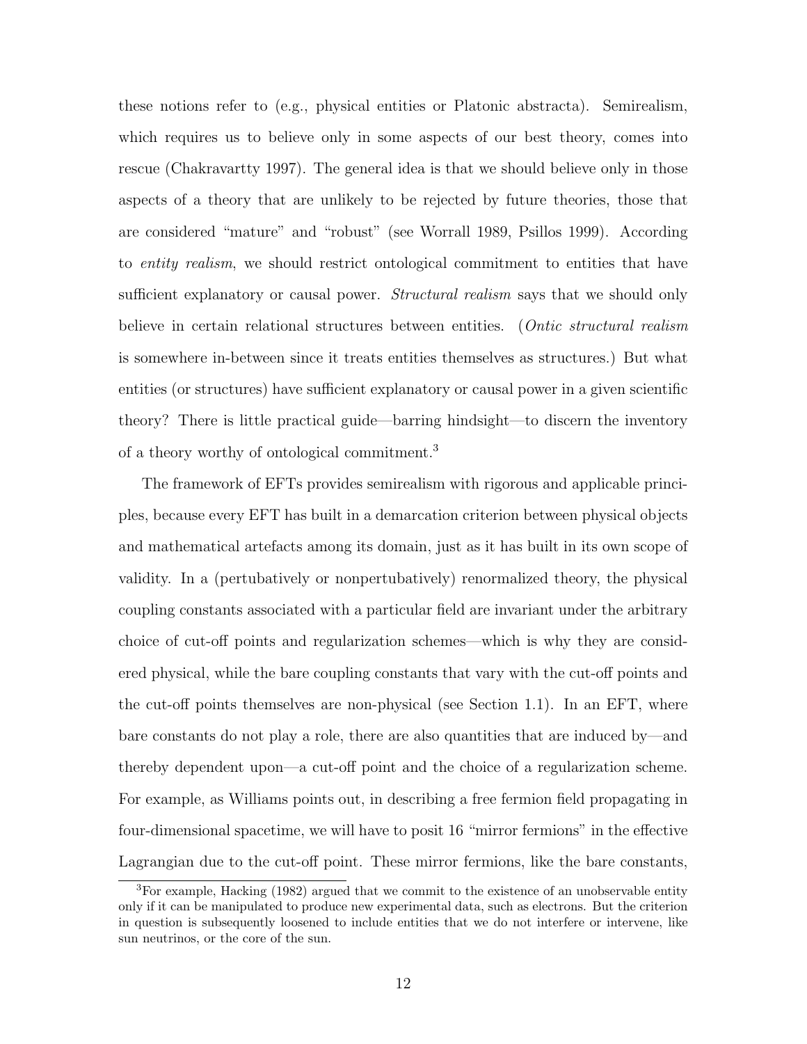these notions refer to (e.g., physical entities or Platonic abstracta). Semirealism, which requires us to believe only in some aspects of our best theory, comes into rescue (Chakravartty 1997). The general idea is that we should believe only in those aspects of a theory that are unlikely to be rejected by future theories, those that are considered "mature" and "robust" (see Worrall 1989, Psillos 1999). According to *entity realism*, we should restrict ontological commitment to entities that have sufficient explanatory or causal power. *Structural realism* says that we should only believe in certain relational structures between entities. (*Ontic structural realism* is somewhere in-between since it treats entities themselves as structures.) But what entities (or structures) have sufficient explanatory or causal power in a given scientific theory? There is little practical guide—barring hindsight—to discern the inventory of a theory worthy of ontological commitment.[3]

The framework of EFTs provides semirealism with rigorous and applicable principles, because every EFT has built in a demarcation criterion between physical objects and mathematical artefacts among its domain, just as it has built in its own scope of validity. In a (pertubatively or nonpertubatively) renormalized theory, the physical coupling constants associated with a particular field are invariant under the arbitrary choice of cut-off points and regularization schemes—which is why they are considered physical, while the bare coupling constants that vary with the cut-off points and the cut-off points themselves are non-physical (see Section 1.1). In an EFT, where bare constants do not play a role, there are also quantities that are induced by—and thereby dependent upon—a cut-off point and the choice of a regularization scheme. For example, as Williams points out, in describing a free fermion field propagating in four-dimensional spacetime, we will have to posit 16 "mirror fermions" in the effective Lagrangian due to the cut-off point. These mirror fermions, like the bare constants,

[3] For example, Hacking (1982) argued that we commit to the existence of an unobservable entity only if it can be manipulated to produce new experimental data, such as electrons. But the criterion in question is subsequently loosened to include entities that we do not interfere or intervene, like sun neutrinos, or the core of the sun.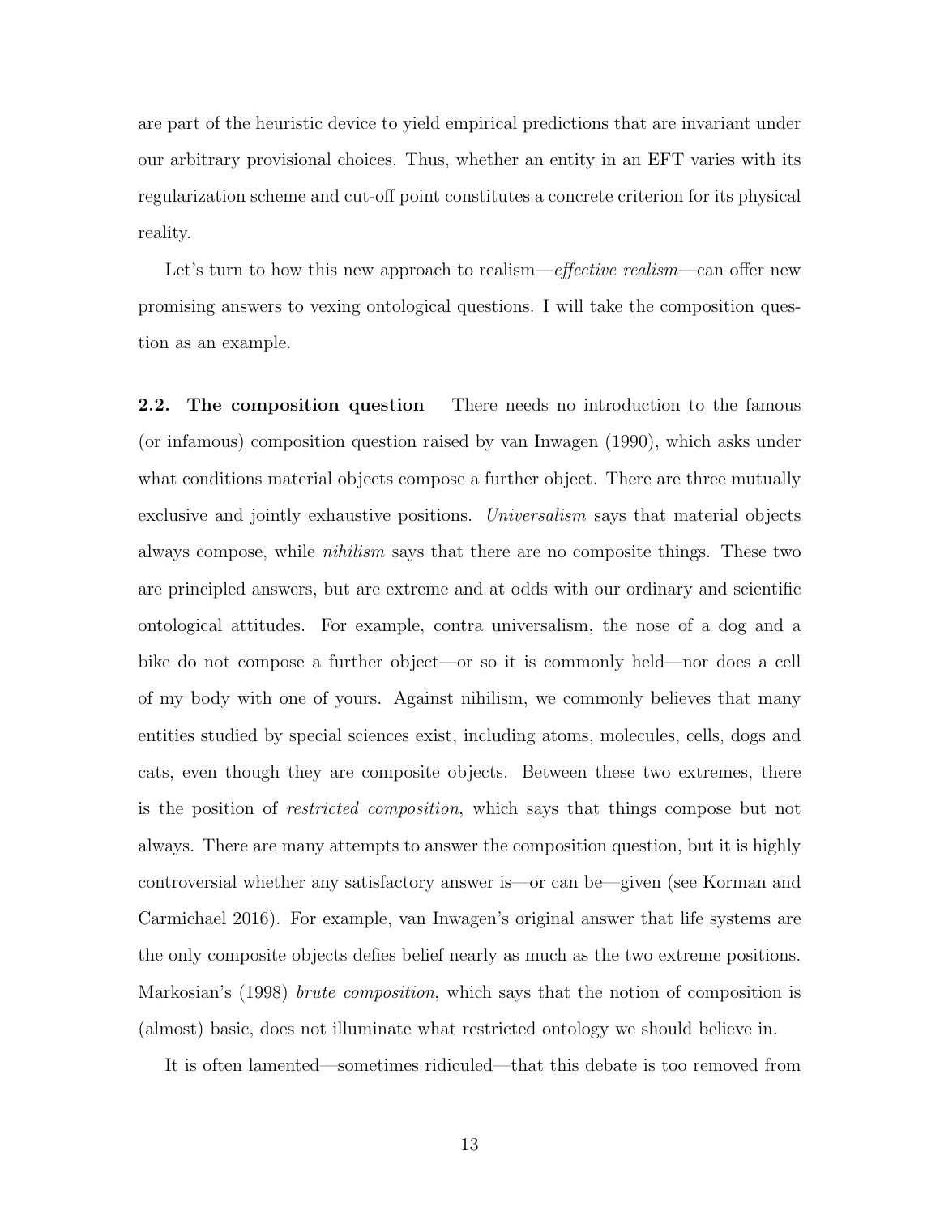are part of the heuristic device to yield empirical predictions that are invariant under our arbitrary provisional choices. Thus, whether an entity in an EFT varies with its regularization scheme and cut-off point constitutes a concrete criterion for its physical reality.

Let's turn to how this new approach to realism—*effective realism*—can offer new promising answers to vexing ontological questions. I will take the composition question as an example.

**2.2. The composition question** There needs no introduction to the famous (or infamous) composition question raised by van Inwagen (1990), which asks under what conditions material objects compose a further object. There are three mutually exclusive and jointly exhaustive positions. *Universalism* says that material objects always compose, while *nihilism* says that there are no composite things. These two are principled answers, but are extreme and at odds with our ordinary and scientific ontological attitudes. For example, contra universalism, the nose of a dog and a bike do not compose a further object—or so it is commonly held—nor does a cell of my body with one of yours. Against nihilism, we commonly believes that many entities studied by special sciences exist, including atoms, molecules, cells, dogs and cats, even though they are composite objects. Between these two extremes, there is the position of *restricted composition*, which says that things compose but not always. There are many attempts to answer the composition question, but it is highly controversial whether any satisfactory answer is—or can be—given (see Korman and Carmichael 2016). For example, van Inwagen's original answer that life systems are the only composite objects defies belief nearly as much as the two extreme positions. Markosian's (1998) *brute composition*, which says that the notion of composition is (almost) basic, does not illuminate what restricted ontology we should believe in.

It is often lamented—sometimes ridiculed—that this debate is too removed from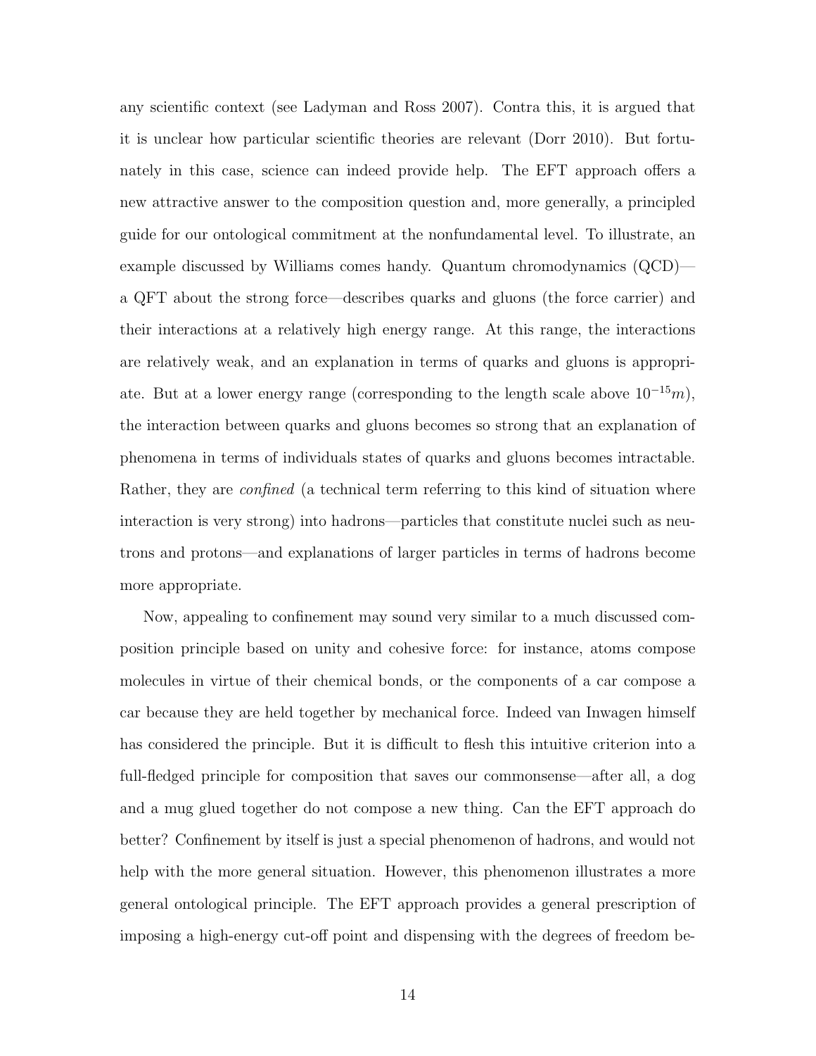any scientific context (see Ladyman and Ross 2007). Contra this, it is argued that it is unclear how particular scientific theories are relevant (Dorr 2010). But fortunately in this case, science can indeed provide help. The EFT approach offers a new attractive answer to the composition question and, more generally, a principled guide for our ontological commitment at the nonfundamental level. To illustrate, an example discussed by Williams comes handy. Quantum chromodynamics (QCD)—a QFT about the strong force—describes quarks and gluons (the force carrier) and their interactions at a relatively high energy range. At this range, the interactions are relatively weak, and an explanation in terms of quarks and gluons is appropriate. But at a lower energy range (corresponding to the length scale above $10^{-15}m$), the interaction between quarks and gluons becomes so strong that an explanation of phenomena in terms of individuals states of quarks and gluons becomes intractable. Rather, they are *confined* (a technical term referring to this kind of situation where interaction is very strong) into hadrons—particles that constitute nuclei such as neutrons and protons—and explanations of larger particles in terms of hadrons become more appropriate.

Now, appealing to confinement may sound very similar to a much discussed composition principle based on unity and cohesive force: for instance, atoms compose molecules in virtue of their chemical bonds, or the components of a car compose a car because they are held together by mechanical force. Indeed van Inwagen himself has considered the principle. But it is difficult to flesh this intuitive criterion into a full-fledged principle for composition that saves our commonsense—after all, a dog and a mug glued together do not compose a new thing. Can the EFT approach do better? Confinement by itself is just a special phenomenon of hadrons, and would not help with the more general situation. However, this phenomenon illustrates a more general ontological principle. The EFT approach provides a general prescription of imposing a high-energy cut-off point and dispensing with the degrees of freedom be-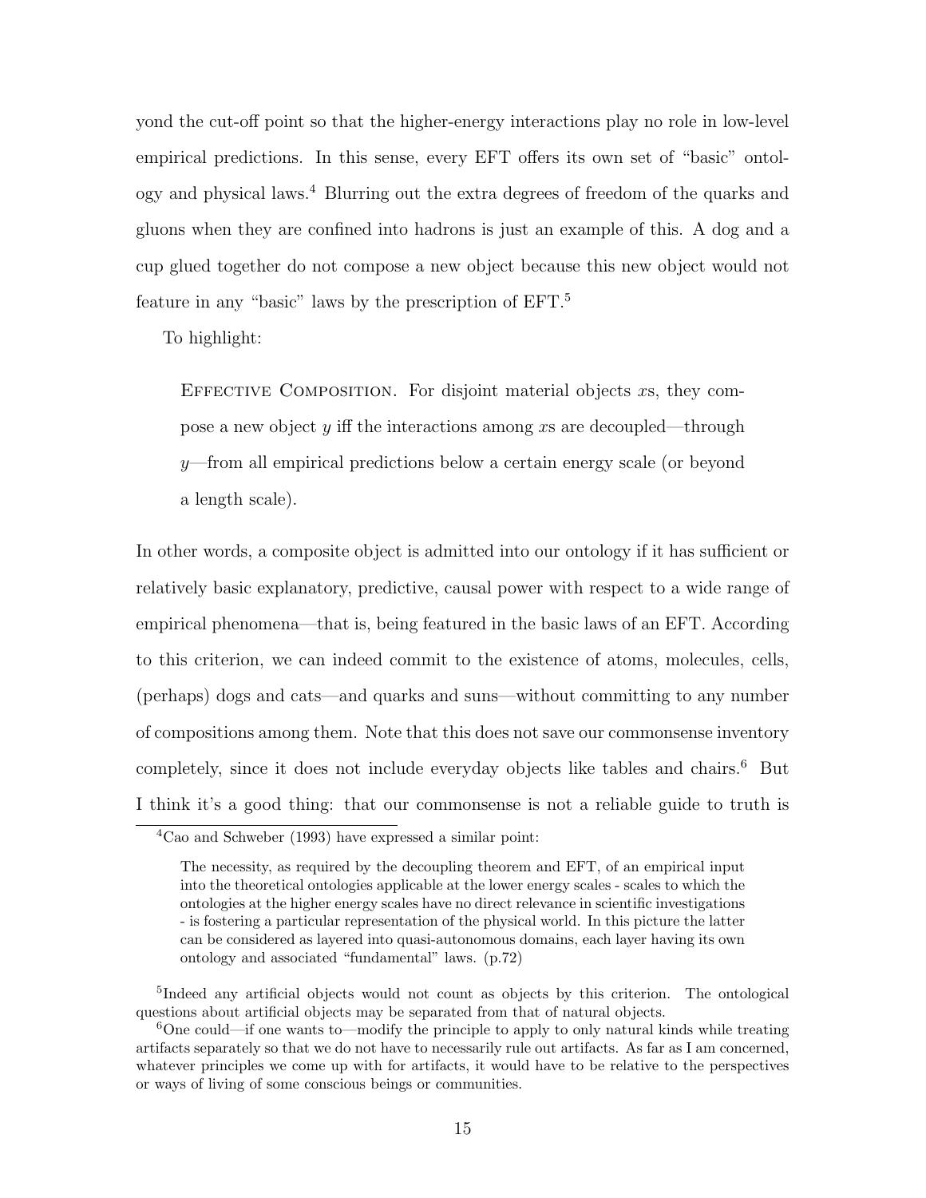yond the cut-off point so that the higher-energy interactions play no role in low-level empirical predictions. In this sense, every EFT offers its own set of "basic" ontology and physical laws.[4] Blurring out the extra degrees of freedom of the quarks and gluons when they are confined into hadrons is just an example of this. A dog and a cup glued together do not compose a new object because this new object would not feature in any "basic" laws by the prescription of EFT.[5]

To highlight:

> Effective Composition. For disjoint material objects $x$s, they compose a new object $y$ iff the interactions among $x$s are decoupled—through $y$—from all empirical predictions below a certain energy scale (or beyond a length scale).

In other words, a composite object is admitted into our ontology if it has sufficient or relatively basic explanatory, predictive, causal power with respect to a wide range of empirical phenomena—that is, being featured in the basic laws of an EFT. According to this criterion, we can indeed commit to the existence of atoms, molecules, cells, (perhaps) dogs and cats—and quarks and suns—without committing to any number of compositions among them. Note that this does not save our commonsense inventory completely, since it does not include everyday objects like tables and chairs.[6] But I think it's a good thing: that our commonsense is not a reliable guide to truth is

[4] Cao and Schweber (1993) have expressed a similar point:

> The necessity, as required by the decoupling theorem and EFT, of an empirical input into the theoretical ontologies applicable at the lower energy scales - scales to which the ontologies at the higher energy scales have no direct relevance in scientific investigations - is fostering a particular representation of the physical world. In this picture the latter can be considered as layered into quasi-autonomous domains, each layer having its own ontology and associated "fundamental" laws. (p.72)

[5] Indeed any artificial objects would not count as objects by this criterion. The ontological questions about artificial objects may be separated from that of natural objects.

[6] One could—if one wants to—modify the principle to apply to only natural kinds while treating artifacts separately so that we do not have to necessarily rule out artifacts. As far as I am concerned, whatever principles we come up with for artifacts, it would have to be relative to the perspectives or ways of living of some conscious beings or communities.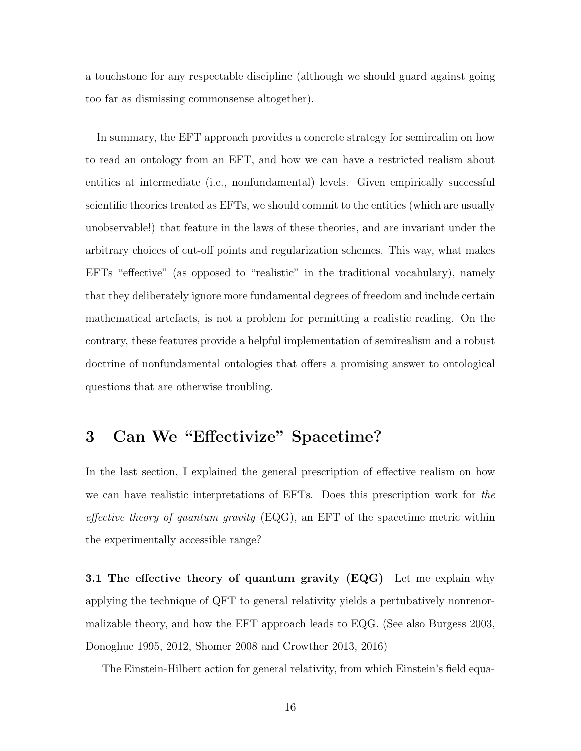a touchstone for any respectable discipline (although we should guard against going too far as dismissing commonsense altogether).

In summary, the EFT approach provides a concrete strategy for semirealim on how to read an ontology from an EFT, and how we can have a restricted realism about entities at intermediate (i.e., nonfundamental) levels. Given empirically successful scientific theories treated as EFTs, we should commit to the entities (which are usually unobservable!) that feature in the laws of these theories, and are invariant under the arbitrary choices of cut-off points and regularization schemes. This way, what makes EFTs "effective" (as opposed to "realistic" in the traditional vocabulary), namely that they deliberately ignore more fundamental degrees of freedom and include certain mathematical artefacts, is not a problem for permitting a realistic reading. On the contrary, these features provide a helpful implementation of semirealism and a robust doctrine of nonfundamental ontologies that offers a promising answer to ontological questions that are otherwise troubling.

## 3 Can We "Effectivize" Spacetime?

In the last section, I explained the general prescription of effective realism on how we can have realistic interpretations of EFTs. Does this prescription work for *the effective theory of quantum gravity* (EQG), an EFT of the spacetime metric within the experimentally accessible range?

**3.1 The effective theory of quantum gravity (EQG)** Let me explain why applying the technique of QFT to general relativity yields a pertubatively nonrenormalizable theory, and how the EFT approach leads to EQG. (See also Burgess 2003, Donoghue 1995, 2012, Shomer 2008 and Crowther 2013, 2016)

The Einstein-Hilbert action for general relativity, from which Einstein's field equa-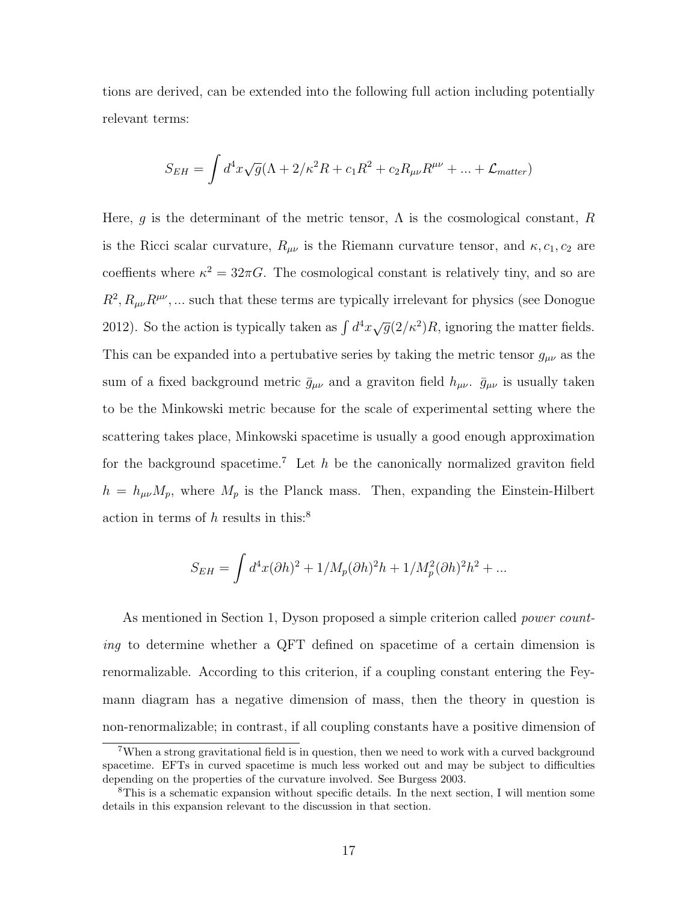tions are derived, can be extended into the following full action including potentially relevant terms:

$$S_{EH} = \int d^4x\sqrt{g}(\Lambda + 2/\kappa^2 R + c_1 R^2 + c_2 R_{\mu\nu}R^{\mu\nu} + ... + \mathcal{L}_{matter})$$

Here, $g$ is the determinant of the metric tensor, $\Lambda$ is the cosmological constant, $R$ is the Ricci scalar curvature, $R_{\mu\nu}$ is the Riemann curvature tensor, and $\kappa, c_1, c_2$ are coeffients where $\kappa^2 = 32\pi G$. The cosmological constant is relatively tiny, and so are $R^2, R_{\mu\nu}R^{\mu\nu}, ...$ such that these terms are typically irrelevant for physics (see Donogue 2012). So the action is typically taken as $\int d^4x\sqrt{g}(2/\kappa^2)R$, ignoring the matter fields. This can be expanded into a pertubative series by taking the metric tensor $g_{\mu\nu}$ as the sum of a fixed background metric $\bar{g}_{\mu\nu}$ and a graviton field $h_{\mu\nu}$. $\bar{g}_{\mu\nu}$ is usually taken to be the Minkowski metric because for the scale of experimental setting where the scattering takes place, Minkowski spacetime is usually a good enough approximation for the background spacetime.[7] Let $h$ be the canonically normalized graviton field $h = h_{\mu\nu}M_p$, where $M_p$ is the Planck mass. Then, expanding the Einstein-Hilbert action in terms of $h$ results in this:[8]

$$S_{EH} = \int d^4x(\partial h)^2 + 1/M_p(\partial h)^2 h + 1/M_p^2(\partial h)^2 h^2 + ...$$

As mentioned in Section 1, Dyson proposed a simple criterion called *power counting* to determine whether a QFT defined on spacetime of a certain dimension is renormalizable. According to this criterion, if a coupling constant entering the Feymann diagram has a negative dimension of mass, then the theory in question is non-renormalizable; in contrast, if all coupling constants have a positive dimension of

[7] When a strong gravitational field is in question, then we need to work with a curved background spacetime. EFTs in curved spacetime is much less worked out and may be subject to difficulties depending on the properties of the curvature involved. See Burgess 2003.

[8] This is a schematic expansion without specific details. In the next section, I will mention some details in this expansion relevant to the discussion in that section.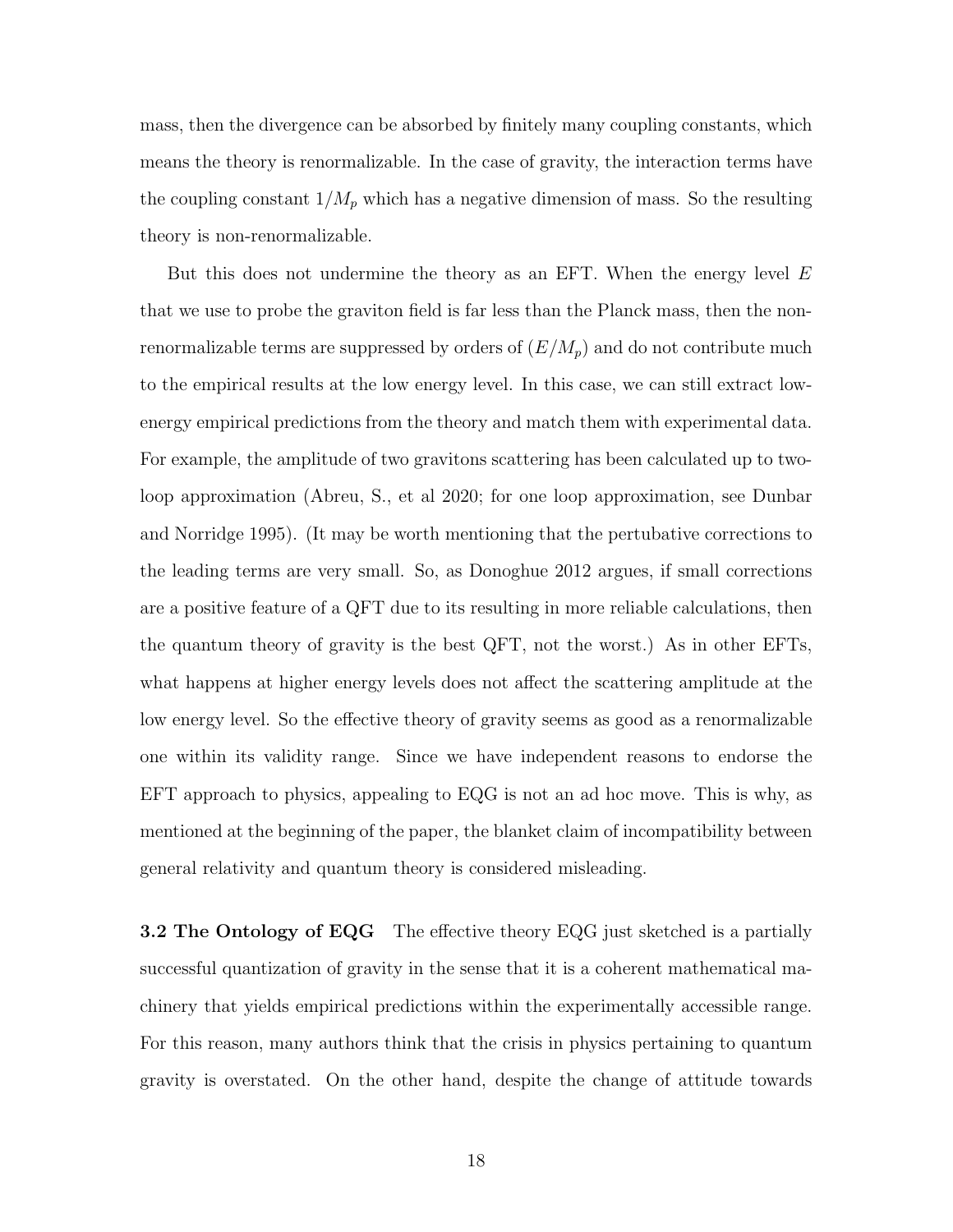mass, then the divergence can be absorbed by finitely many coupling constants, which means the theory is renormalizable. In the case of gravity, the interaction terms have the coupling constant $1/M_p$ which has a negative dimension of mass. So the resulting theory is non-renormalizable.

But this does not undermine the theory as an EFT. When the energy level $E$ that we use to probe the graviton field is far less than the Planck mass, then the non-renormalizable terms are suppressed by orders of $(E/M_p)$ and do not contribute much to the empirical results at the low energy level. In this case, we can still extract low-energy empirical predictions from the theory and match them with experimental data. For example, the amplitude of two gravitons scattering has been calculated up to two-loop approximation (Abreu, S., et al 2020; for one loop approximation, see Dunbar and Norridge 1995). (It may be worth mentioning that the pertubative corrections to the leading terms are very small. So, as Donoghue 2012 argues, if small corrections are a positive feature of a QFT due to its resulting in more reliable calculations, then the quantum theory of gravity is the best QFT, not the worst.) As in other EFTs, what happens at higher energy levels does not affect the scattering amplitude at the low energy level. So the effective theory of gravity seems as good as a renormalizable one within its validity range. Since we have independent reasons to endorse the EFT approach to physics, appealing to EQG is not an ad hoc move. This is why, as mentioned at the beginning of the paper, the blanket claim of incompatibility between general relativity and quantum theory is considered misleading.

**3.2 The Ontology of EQG** The effective theory EQG just sketched is a partially successful quantization of gravity in the sense that it is a coherent mathematical machinery that yields empirical predictions within the experimentally accessible range. For this reason, many authors think that the crisis in physics pertaining to quantum gravity is overstated. On the other hand, despite the change of attitude towards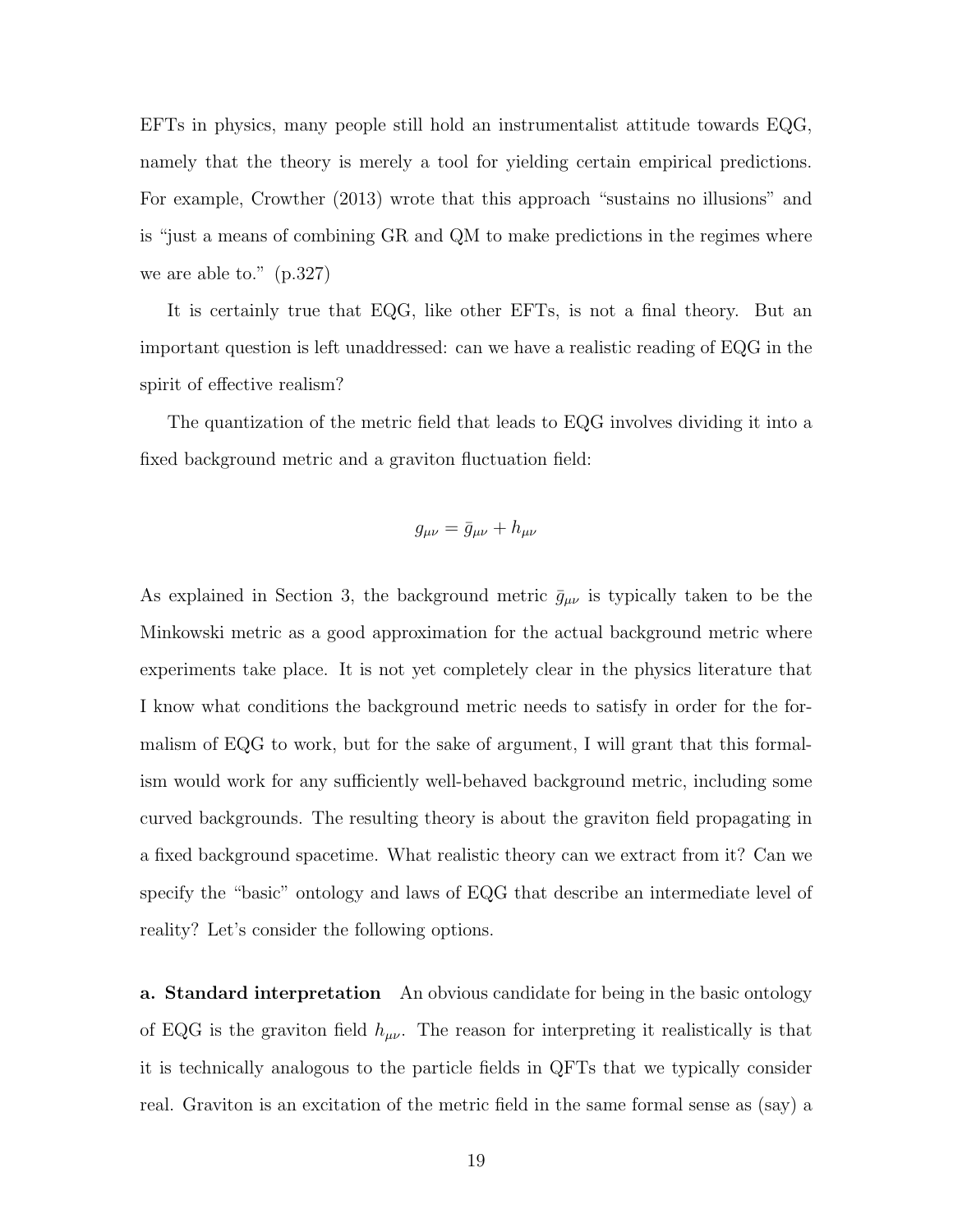EFTs in physics, many people still hold an instrumentalist attitude towards EQG, namely that the theory is merely a tool for yielding certain empirical predictions. For example, Crowther (2013) wrote that this approach "sustains no illusions" and is "just a means of combining GR and QM to make predictions in the regimes where we are able to." (p.327)

It is certainly true that EQG, like other EFTs, is not a final theory. But an important question is left unaddressed: can we have a realistic reading of EQG in the spirit of effective realism?

The quantization of the metric field that leads to EQG involves dividing it into a fixed background metric and a graviton fluctuation field:

$$g_{\mu\nu} = \bar{g}_{\mu\nu} + h_{\mu\nu}$$

As explained in Section 3, the background metric $\bar{g}_{\mu\nu}$ is typically taken to be the Minkowski metric as a good approximation for the actual background metric where experiments take place. It is not yet completely clear in the physics literature that I know what conditions the background metric needs to satisfy in order for the formalism of EQG to work, but for the sake of argument, I will grant that this formalism would work for any sufficiently well-behaved background metric, including some curved backgrounds. The resulting theory is about the graviton field propagating in a fixed background spacetime. What realistic theory can we extract from it? Can we specify the "basic" ontology and laws of EQG that describe an intermediate level of reality? Let's consider the following options.

**a. Standard interpretation** An obvious candidate for being in the basic ontology of EQG is the graviton field $h_{\mu\nu}$. The reason for interpreting it realistically is that it is technically analogous to the particle fields in QFTs that we typically consider real. Graviton is an excitation of the metric field in the same formal sense as (say) a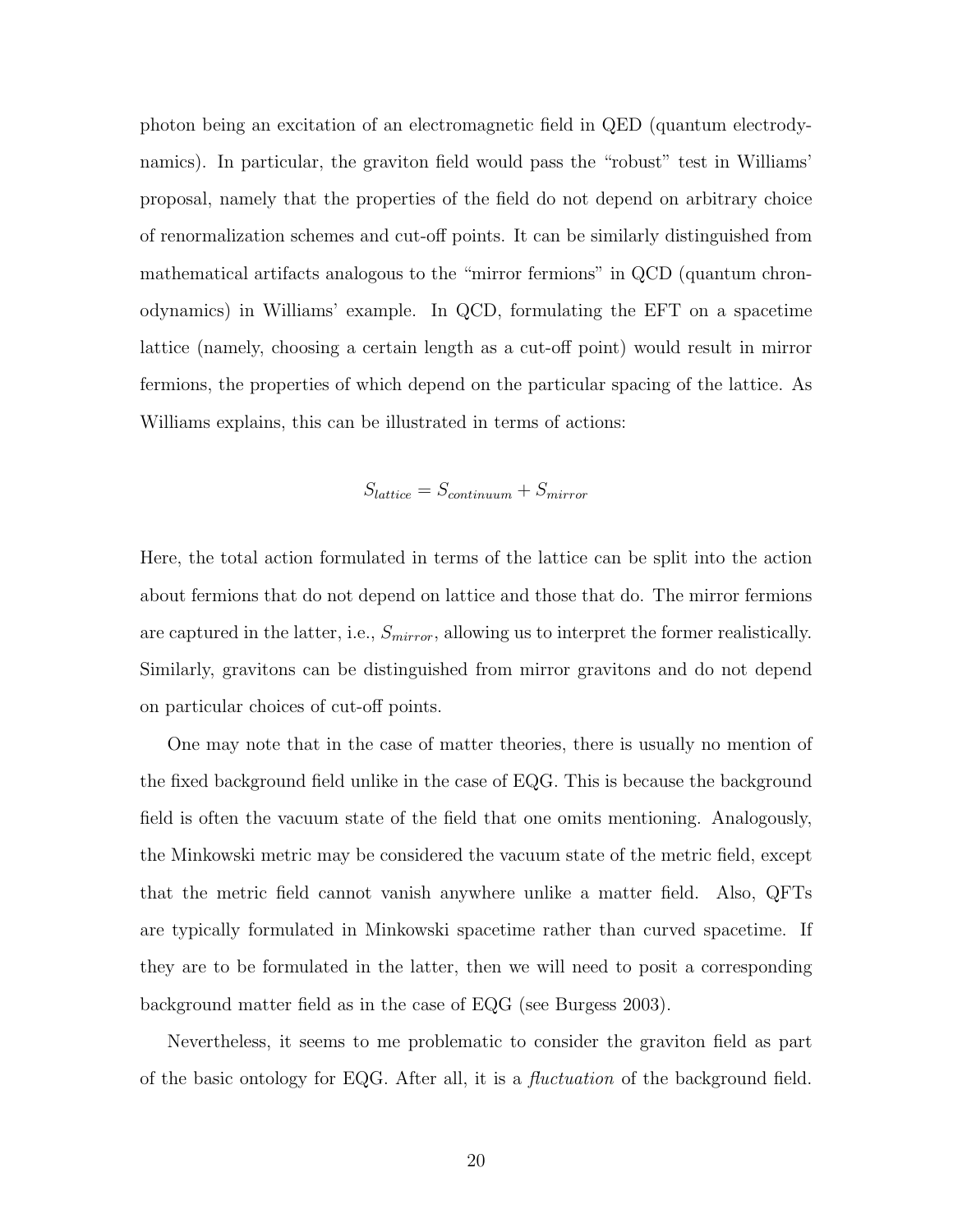photon being an excitation of an electromagnetic field in QED (quantum electrodynamics). In particular, the graviton field would pass the "robust" test in Williams' proposal, namely that the properties of the field do not depend on arbitrary choice of renormalization schemes and cut-off points. It can be similarly distinguished from mathematical artifacts analogous to the "mirror fermions" in QCD (quantum chronodynamics) in Williams' example. In QCD, formulating the EFT on a spacetime lattice (namely, choosing a certain length as a cut-off point) would result in mirror fermions, the properties of which depend on the particular spacing of the lattice. As Williams explains, this can be illustrated in terms of actions:

$$S_{lattice} = S_{continuum} + S_{mirror}$$

Here, the total action formulated in terms of the lattice can be split into the action about fermions that do not depend on lattice and those that do. The mirror fermions are captured in the latter, i.e., $S_{mirror}$, allowing us to interpret the former realistically. Similarly, gravitons can be distinguished from mirror gravitons and do not depend on particular choices of cut-off points.

One may note that in the case of matter theories, there is usually no mention of the fixed background field unlike in the case of EQG. This is because the background field is often the vacuum state of the field that one omits mentioning. Analogously, the Minkowski metric may be considered the vacuum state of the metric field, except that the metric field cannot vanish anywhere unlike a matter field. Also, QFTs are typically formulated in Minkowski spacetime rather than curved spacetime. If they are to be formulated in the latter, then we will need to posit a corresponding background matter field as in the case of EQG (see Burgess 2003).

Nevertheless, it seems to me problematic to consider the graviton field as part of the basic ontology for EQG. After all, it is a *fluctuation* of the background field.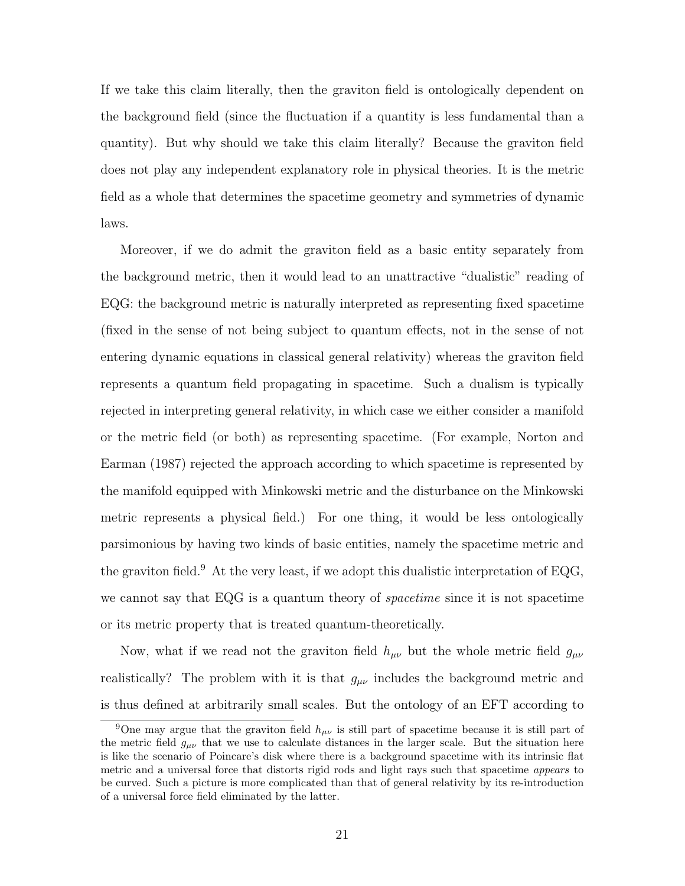If we take this claim literally, then the graviton field is ontologically dependent on the background field (since the fluctuation if a quantity is less fundamental than a quantity). But why should we take this claim literally? Because the graviton field does not play any independent explanatory role in physical theories. It is the metric field as a whole that determines the spacetime geometry and symmetries of dynamic laws.

Moreover, if we do admit the graviton field as a basic entity separately from the background metric, then it would lead to an unattractive "dualistic" reading of EQG: the background metric is naturally interpreted as representing fixed spacetime (fixed in the sense of not being subject to quantum effects, not in the sense of not entering dynamic equations in classical general relativity) whereas the graviton field represents a quantum field propagating in spacetime. Such a dualism is typically rejected in interpreting general relativity, in which case we either consider a manifold or the metric field (or both) as representing spacetime. (For example, Norton and Earman (1987) rejected the approach according to which spacetime is represented by the manifold equipped with Minkowski metric and the disturbance on the Minkowski metric represents a physical field.) For one thing, it would be less ontologically parsimonious by having two kinds of basic entities, namely the spacetime metric and the graviton field.[9] At the very least, if we adopt this dualistic interpretation of EQG, we cannot say that EQG is a quantum theory of *spacetime* since it is not spacetime or its metric property that is treated quantum-theoretically.

Now, what if we read not the graviton field $h_{\mu\nu}$ but the whole metric field $g_{\mu\nu}$ realistically? The problem with it is that $g_{\mu\nu}$ includes the background metric and is thus defined at arbitrarily small scales. But the ontology of an EFT according to

[9] One may argue that the graviton field $h_{\mu\nu}$ is still part of spacetime because it is still part of the metric field $g_{\mu\nu}$ that we use to calculate distances in the larger scale. But the situation here is like the scenario of Poincare's disk where there is a background spacetime with its intrinsic flat metric and a universal force that distorts rigid rods and light rays such that spacetime *appears* to be curved. Such a picture is more complicated than that of general relativity by its re-introduction of a universal force field eliminated by the latter.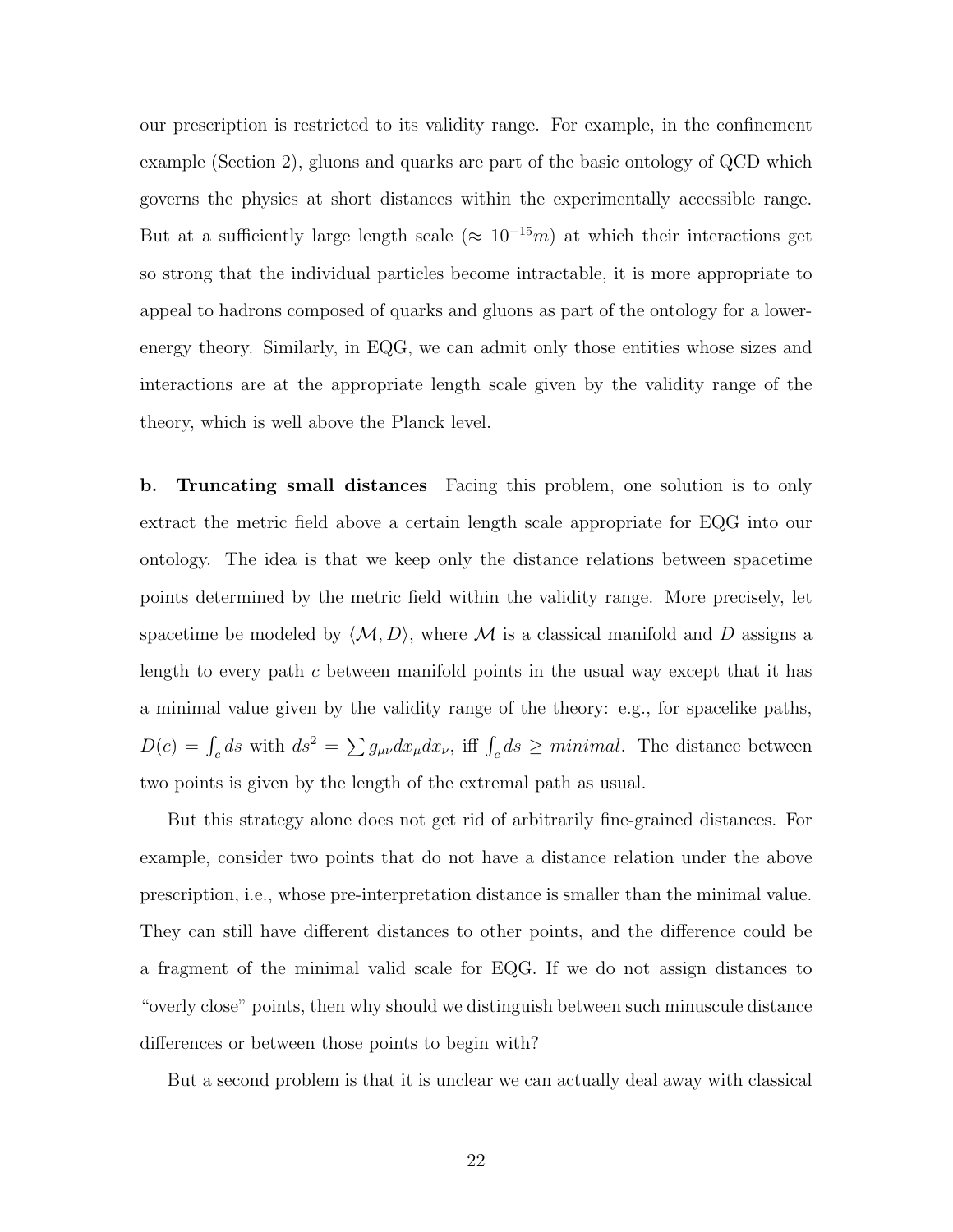our prescription is restricted to its validity range. For example, in the confinement example (Section 2), gluons and quarks are part of the basic ontology of QCD which governs the physics at short distances within the experimentally accessible range. But at a sufficiently large length scale ($\approx 10^{-15}m$) at which their interactions get so strong that the individual particles become intractable, it is more appropriate to appeal to hadrons composed of quarks and gluons as part of the ontology for a lower-energy theory. Similarly, in EQG, we can admit only those entities whose sizes and interactions are at the appropriate length scale given by the validity range of the theory, which is well above the Planck level.

**b. Truncating small distances** Facing this problem, one solution is to only extract the metric field above a certain length scale appropriate for EQG into our ontology. The idea is that we keep only the distance relations between spacetime points determined by the metric field within the validity range. More precisely, let spacetime be modeled by $\langle \mathcal{M}, D \rangle$, where $\mathcal{M}$ is a classical manifold and $D$ assigns a length to every path $c$ between manifold points in the usual way except that it has a minimal value given by the validity range of the theory: e.g., for spacelike paths, $D(c) = \int_c ds$ with $ds^2 = \sum g_{\mu\nu} dx_\mu dx_\nu$, iff $\int_c ds \geq minimal$. The distance between two points is given by the length of the extremal path as usual.

But this strategy alone does not get rid of arbitrarily fine-grained distances. For example, consider two points that do not have a distance relation under the above prescription, i.e., whose pre-interpretation distance is smaller than the minimal value. They can still have different distances to other points, and the difference could be a fragment of the minimal valid scale for EQG. If we do not assign distances to "overly close" points, then why should we distinguish between such minuscule distance differences or between those points to begin with?

But a second problem is that it is unclear we can actually deal away with classical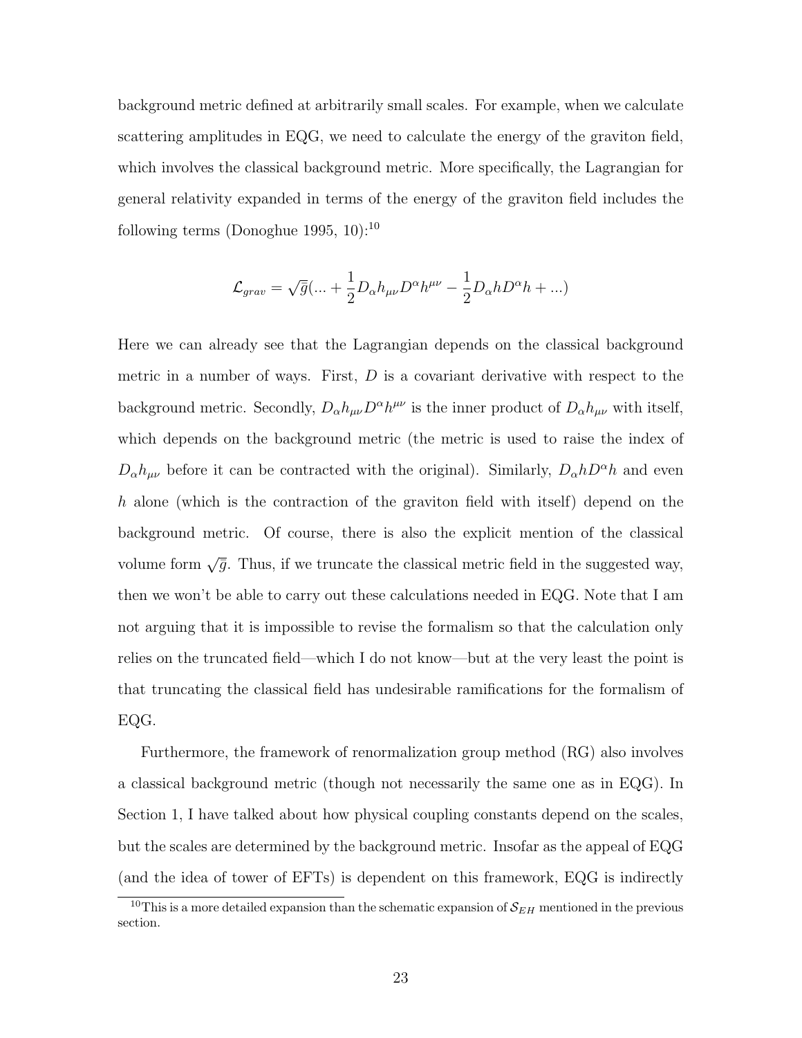background metric defined at arbitrarily small scales. For example, when we calculate scattering amplitudes in EQG, we need to calculate the energy of the graviton field, which involves the classical background metric. More specifically, the Lagrangian for general relativity expanded in terms of the energy of the graviton field includes the following terms (Donoghue 1995, 10):[10]

$$\mathcal{L}_{grav} = \sqrt{\bar{g}}(... + \frac{1}{2}D_\alpha h_{\mu\nu}D^\alpha h^{\mu\nu} - \frac{1}{2}D_\alpha h D^\alpha h + ...)$$

Here we can already see that the Lagrangian depends on the classical background metric in a number of ways. First, $D$ is a covariant derivative with respect to the background metric. Secondly, $D_\alpha h_{\mu\nu}D^\alpha h^{\mu\nu}$ is the inner product of $D_\alpha h_{\mu\nu}$ with itself, which depends on the background metric (the metric is used to raise the index of $D_\alpha h_{\mu\nu}$ before it can be contracted with the original). Similarly, $D_\alpha h D^\alpha h$ and even $h$ alone (which is the contraction of the graviton field with itself) depend on the background metric. Of course, there is also the explicit mention of the classical volume form $\sqrt{\bar{g}}$. Thus, if we truncate the classical metric field in the suggested way, then we won't be able to carry out these calculations needed in EQG. Note that I am not arguing that it is impossible to revise the formalism so that the calculation only relies on the truncated field—which I do not know—but at the very least the point is that truncating the classical field has undesirable ramifications for the formalism of EQG.

Furthermore, the framework of renormalization group method (RG) also involves a classical background metric (though not necessarily the same one as in EQG). In Section 1, I have talked about how physical coupling constants depend on the scales, but the scales are determined by the background metric. Insofar as the appeal of EQG (and the idea of tower of EFTs) is dependent on this framework, EQG is indirectly

[10] This is a more detailed expansion than the schematic expansion of $\mathcal{S}_{EH}$ mentioned in the previous section.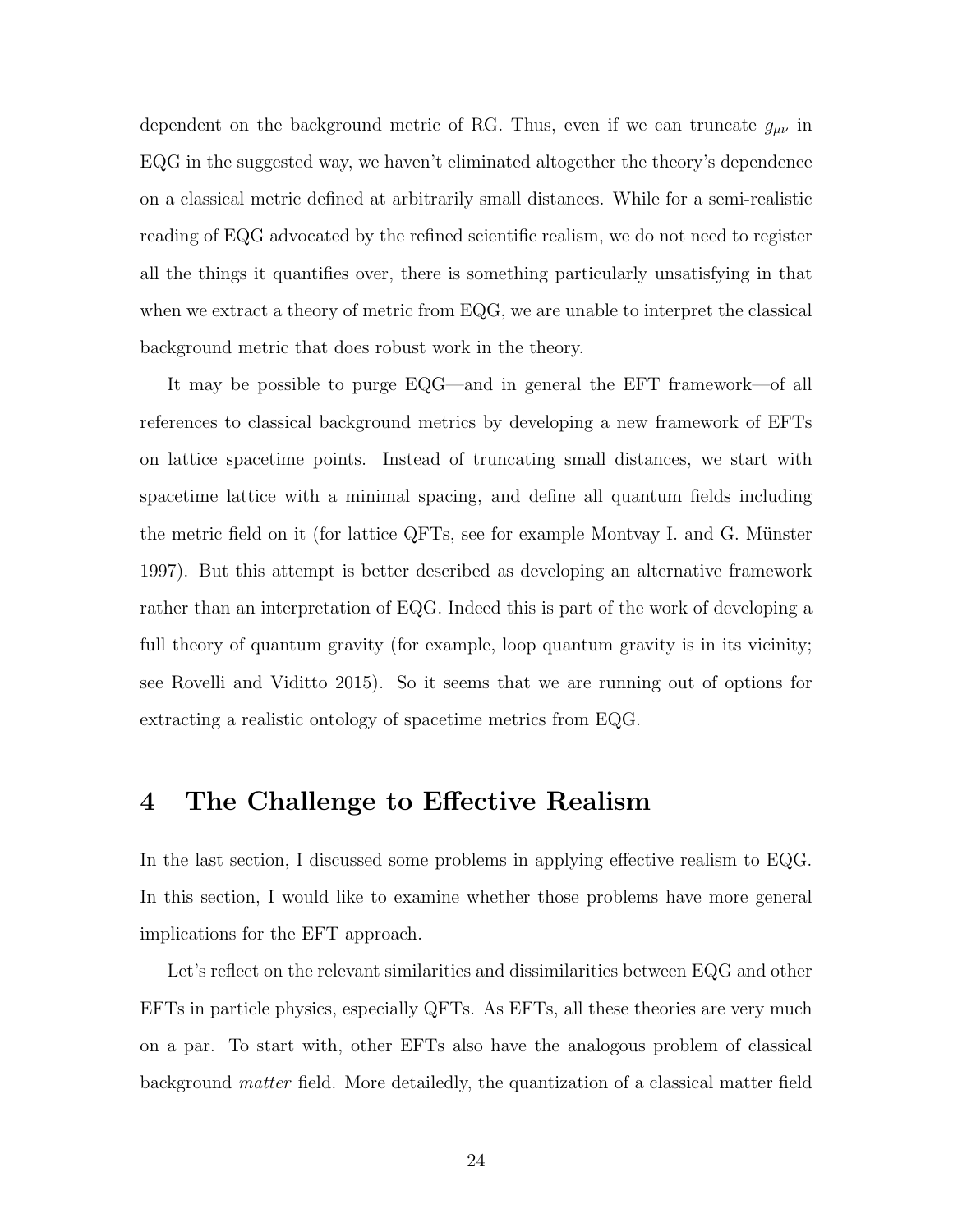dependent on the background metric of RG. Thus, even if we can truncate $g_{\mu\nu}$ in EQG in the suggested way, we haven't eliminated altogether the theory's dependence on a classical metric defined at arbitrarily small distances. While for a semi-realistic reading of EQG advocated by the refined scientific realism, we do not need to register all the things it quantifies over, there is something particularly unsatisfying in that when we extract a theory of metric from EQG, we are unable to interpret the classical background metric that does robust work in the theory.

It may be possible to purge EQG—and in general the EFT framework—of all references to classical background metrics by developing a new framework of EFTs on lattice spacetime points. Instead of truncating small distances, we start with spacetime lattice with a minimal spacing, and define all quantum fields including the metric field on it (for lattice QFTs, see for example Montvay I. and G. Münster 1997). But this attempt is better described as developing an alternative framework rather than an interpretation of EQG. Indeed this is part of the work of developing a full theory of quantum gravity (for example, loop quantum gravity is in its vicinity; see Rovelli and Viditto 2015). So it seems that we are running out of options for extracting a realistic ontology of spacetime metrics from EQG.

# 4 The Challenge to Effective Realism

In the last section, I discussed some problems in applying effective realism to EQG. In this section, I would like to examine whether those problems have more general implications for the EFT approach.

Let's reflect on the relevant similarities and dissimilarities between EQG and other EFTs in particle physics, especially QFTs. As EFTs, all these theories are very much on a par. To start with, other EFTs also have the analogous problem of classical background *matter* field. More detailedly, the quantization of a classical matter field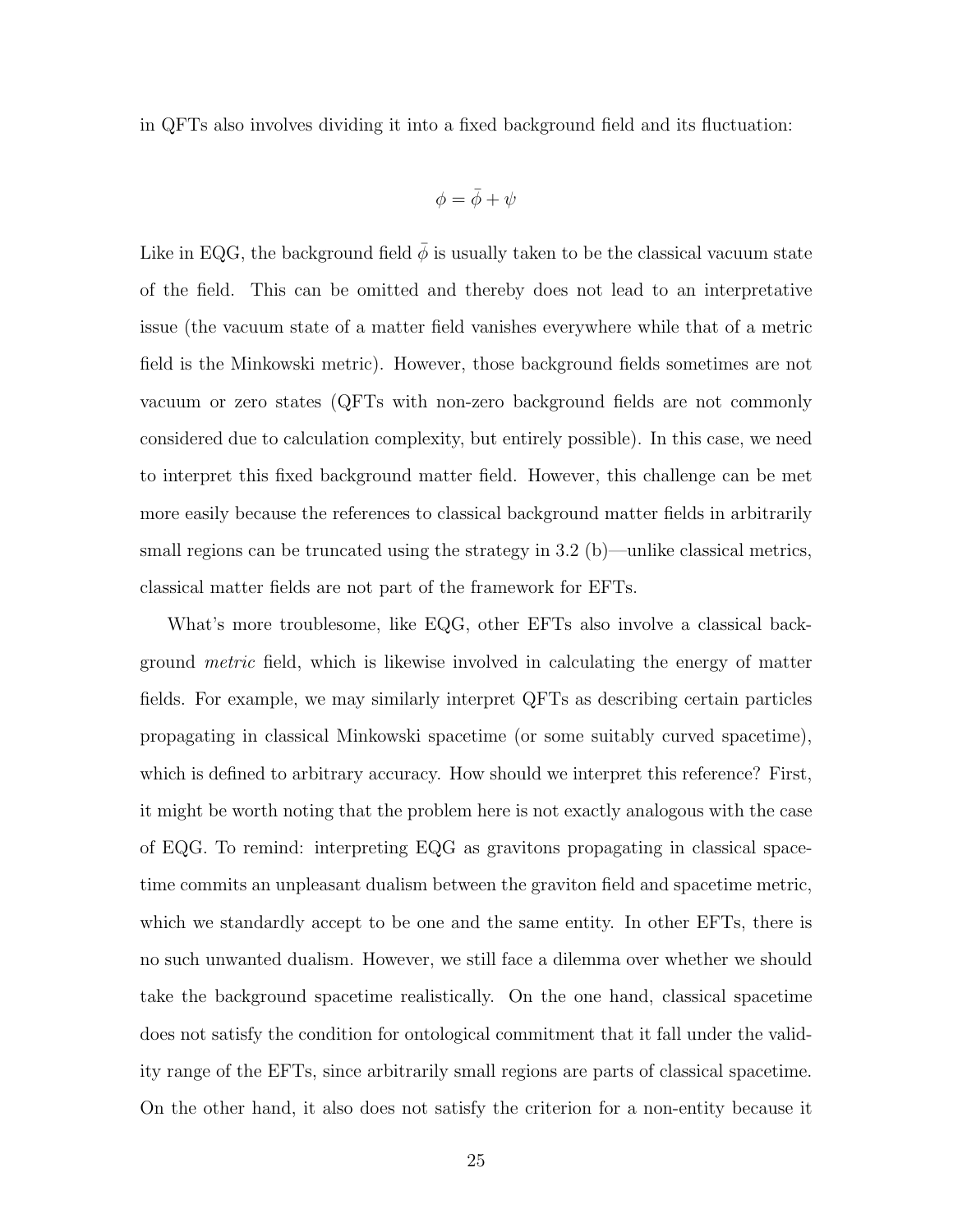in QFTs also involves dividing it into a fixed background field and its fluctuation:

$$\phi = \bar{\phi} + \psi$$

Like in EQG, the background field $\bar{\phi}$ is usually taken to be the classical vacuum state of the field. This can be omitted and thereby does not lead to an interpretative issue (the vacuum state of a matter field vanishes everywhere while that of a metric field is the Minkowski metric). However, those background fields sometimes are not vacuum or zero states (QFTs with non-zero background fields are not commonly considered due to calculation complexity, but entirely possible). In this case, we need to interpret this fixed background matter field. However, this challenge can be met more easily because the references to classical background matter fields in arbitrarily small regions can be truncated using the strategy in 3.2 (b)—unlike classical metrics, classical matter fields are not part of the framework for EFTs.

What's more troublesome, like EQG, other EFTs also involve a classical background *metric* field, which is likewise involved in calculating the energy of matter fields. For example, we may similarly interpret QFTs as describing certain particles propagating in classical Minkowski spacetime (or some suitably curved spacetime), which is defined to arbitrary accuracy. How should we interpret this reference? First, it might be worth noting that the problem here is not exactly analogous with the case of EQG. To remind: interpreting EQG as gravitons propagating in classical spacetime commits an unpleasant dualism between the graviton field and spacetime metric, which we standardly accept to be one and the same entity. In other EFTs, there is no such unwanted dualism. However, we still face a dilemma over whether we should take the background spacetime realistically. On the one hand, classical spacetime does not satisfy the condition for ontological commitment that it fall under the validity range of the EFTs, since arbitrarily small regions are parts of classical spacetime. On the other hand, it also does not satisfy the criterion for a non-entity because it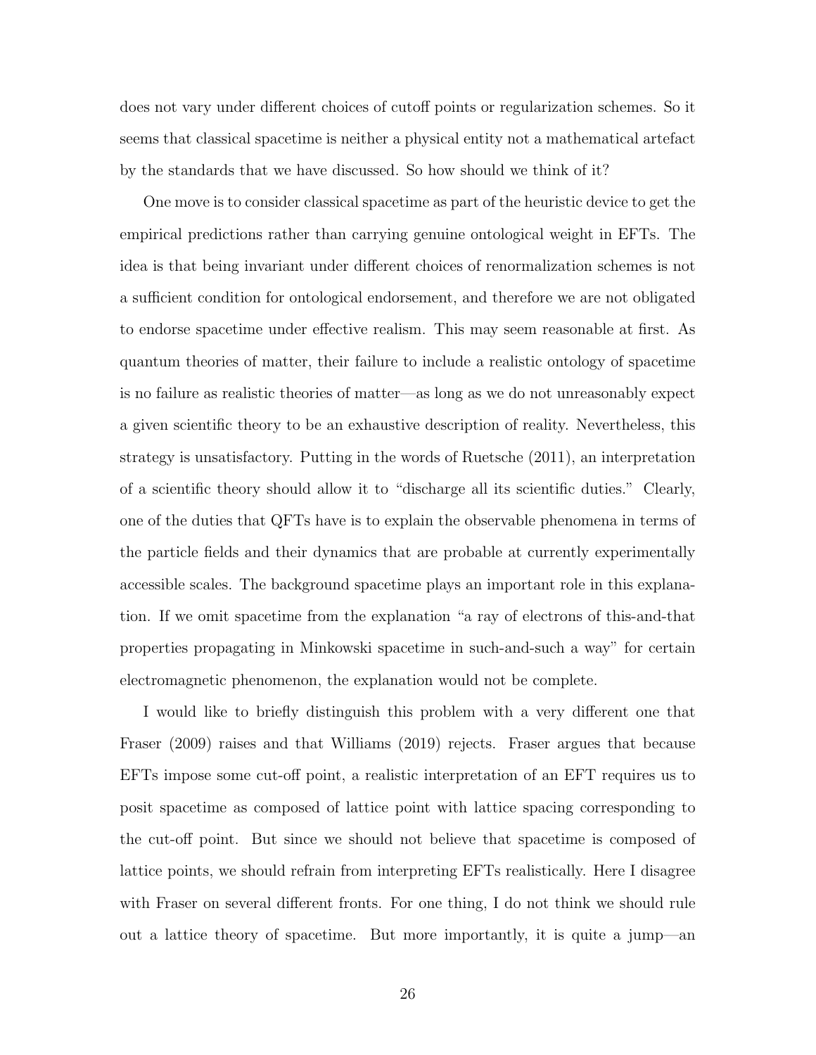does not vary under different choices of cutoff points or regularization schemes. So it seems that classical spacetime is neither a physical entity not a mathematical artefact by the standards that we have discussed. So how should we think of it?

One move is to consider classical spacetime as part of the heuristic device to get the empirical predictions rather than carrying genuine ontological weight in EFTs. The idea is that being invariant under different choices of renormalization schemes is not a sufficient condition for ontological endorsement, and therefore we are not obligated to endorse spacetime under effective realism. This may seem reasonable at first. As quantum theories of matter, their failure to include a realistic ontology of spacetime is no failure as realistic theories of matter—as long as we do not unreasonably expect a given scientific theory to be an exhaustive description of reality. Nevertheless, this strategy is unsatisfactory. Putting in the words of Ruetsche (2011), an interpretation of a scientific theory should allow it to "discharge all its scientific duties." Clearly, one of the duties that QFTs have is to explain the observable phenomena in terms of the particle fields and their dynamics that are probable at currently experimentally accessible scales. The background spacetime plays an important role in this explanation. If we omit spacetime from the explanation "a ray of electrons of this-and-that properties propagating in Minkowski spacetime in such-and-such a way" for certain electromagnetic phenomenon, the explanation would not be complete.

I would like to briefly distinguish this problem with a very different one that Fraser (2009) raises and that Williams (2019) rejects. Fraser argues that because EFTs impose some cut-off point, a realistic interpretation of an EFT requires us to posit spacetime as composed of lattice point with lattice spacing corresponding to the cut-off point. But since we should not believe that spacetime is composed of lattice points, we should refrain from interpreting EFTs realistically. Here I disagree with Fraser on several different fronts. For one thing, I do not think we should rule out a lattice theory of spacetime. But more importantly, it is quite a jump—an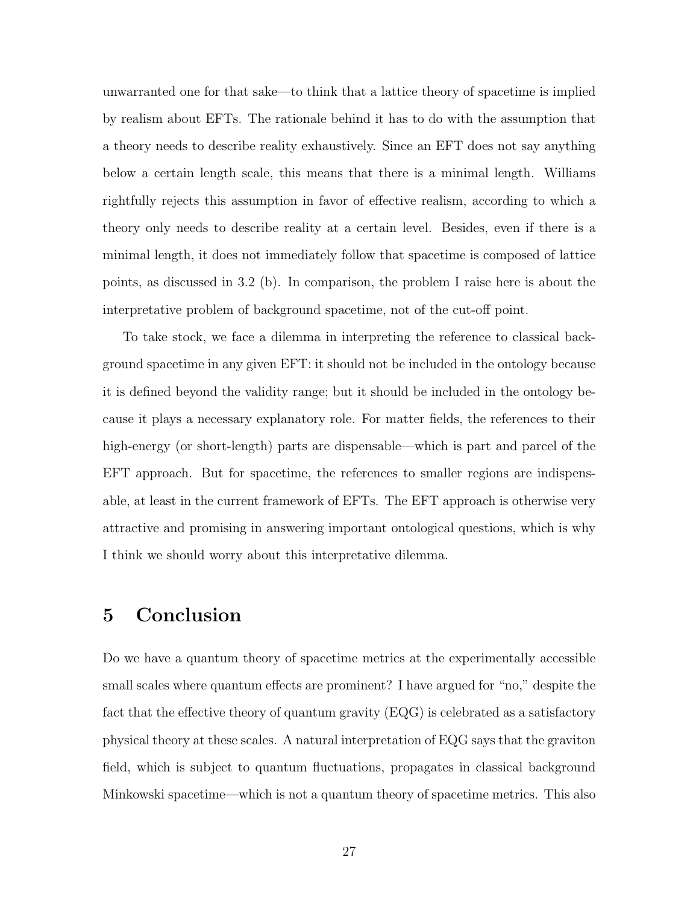unwarranted one for that sake—to think that a lattice theory of spacetime is implied by realism about EFTs. The rationale behind it has to do with the assumption that a theory needs to describe reality exhaustively. Since an EFT does not say anything below a certain length scale, this means that there is a minimal length. Williams rightfully rejects this assumption in favor of effective realism, according to which a theory only needs to describe reality at a certain level. Besides, even if there is a minimal length, it does not immediately follow that spacetime is composed of lattice points, as discussed in 3.2 (b). In comparison, the problem I raise here is about the interpretative problem of background spacetime, not of the cut-off point.

To take stock, we face a dilemma in interpreting the reference to classical background spacetime in any given EFT: it should not be included in the ontology because it is defined beyond the validity range; but it should be included in the ontology because it plays a necessary explanatory role. For matter fields, the references to their high-energy (or short-length) parts are dispensable—which is part and parcel of the EFT approach. But for spacetime, the references to smaller regions are indispensable, at least in the current framework of EFTs. The EFT approach is otherwise very attractive and promising in answering important ontological questions, which is why I think we should worry about this interpretative dilemma.

# 5 Conclusion

Do we have a quantum theory of spacetime metrics at the experimentally accessible small scales where quantum effects are prominent? I have argued for "no," despite the fact that the effective theory of quantum gravity (EQG) is celebrated as a satisfactory physical theory at these scales. A natural interpretation of EQG says that the graviton field, which is subject to quantum fluctuations, propagates in classical background Minkowski spacetime—which is not a quantum theory of spacetime metrics. This also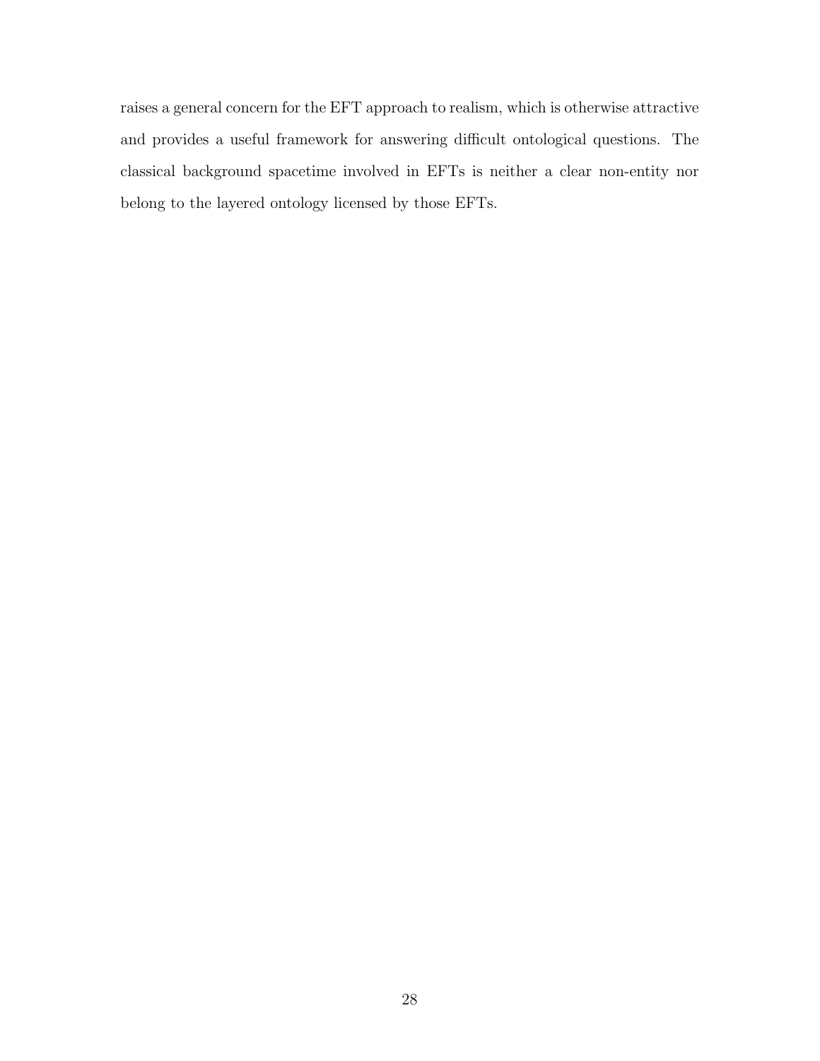raises a general concern for the EFT approach to realism, which is otherwise attractive and provides a useful framework for answering difficult ontological questions. The classical background spacetime involved in EFTs is neither a clear non-entity nor belong to the layered ontology licensed by those EFTs.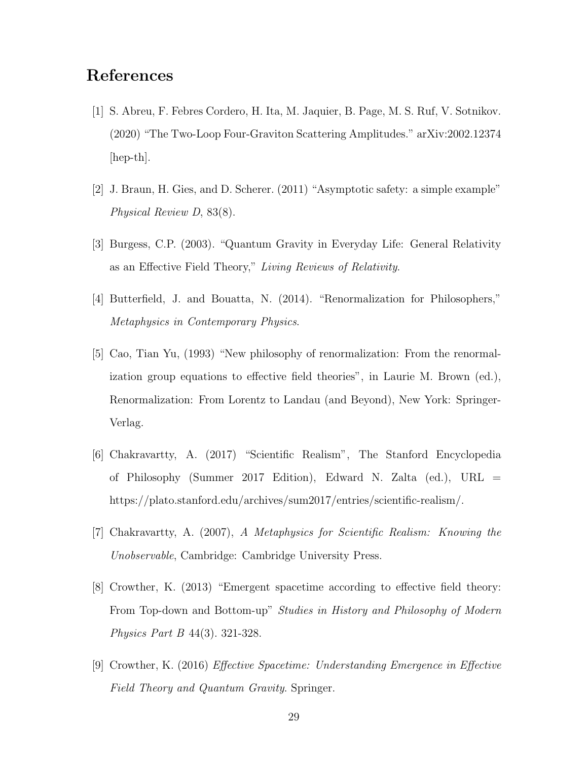# References

[1] S. Abreu, F. Febres Cordero, H. Ita, M. Jaquier, B. Page, M. S. Ruf, V. Sotnikov. (2020) "The Two-Loop Four-Graviton Scattering Amplitudes." arXiv:2002.12374 [hep-th].

[2] J. Braun, H. Gies, and D. Scherer. (2011) "Asymptotic safety: a simple example" *Physical Review D*, 83(8).

[3] Burgess, C.P. (2003). "Quantum Gravity in Everyday Life: General Relativity as an Effective Field Theory," *Living Reviews of Relativity*.

[4] Butterfield, J. and Bouatta, N. (2014). "Renormalization for Philosophers," *Metaphysics in Contemporary Physics*.

[5] Cao, Tian Yu, (1993) "New philosophy of renormalization: From the renormalization group equations to effective field theories", in Laurie M. Brown (ed.), Renormalization: From Lorentz to Landau (and Beyond), New York: Springer-Verlag.

[6] Chakravartty, A. (2017) "Scientific Realism", The Stanford Encyclopedia of Philosophy (Summer 2017 Edition), Edward N. Zalta (ed.), URL = https://plato.stanford.edu/archives/sum2017/entries/scientific-realism/.

[7] Chakravartty, A. (2007), *A Metaphysics for Scientific Realism: Knowing the Unobservable*, Cambridge: Cambridge University Press.

[8] Crowther, K. (2013) "Emergent spacetime according to effective field theory: From Top-down and Bottom-up" *Studies in History and Philosophy of Modern Physics Part B* 44(3). 321-328.

[9] Crowther, K. (2016) *Effective Spacetime: Understanding Emergence in Effective Field Theory and Quantum Gravity*. Springer.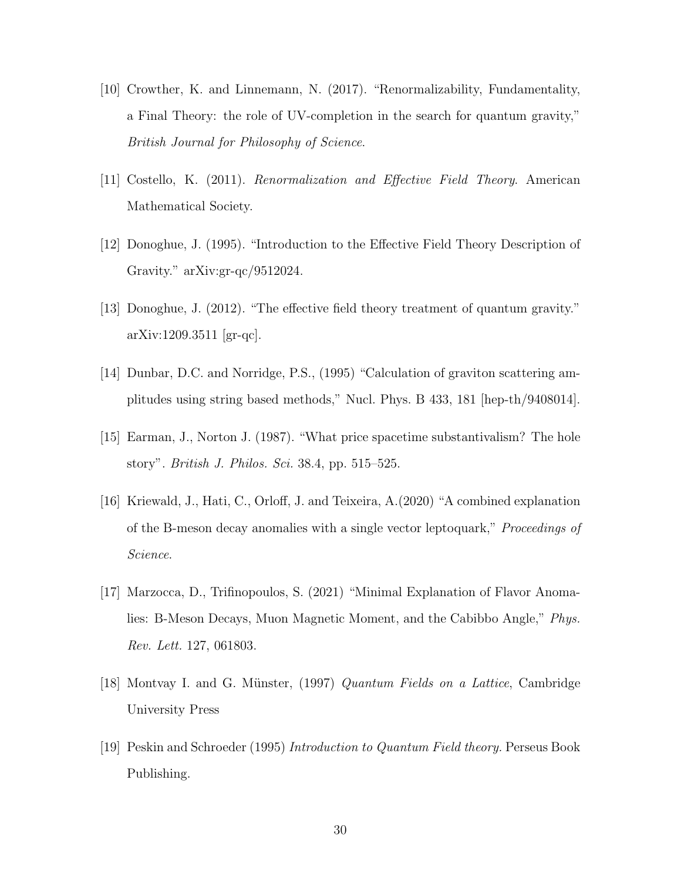[10] Crowther, K. and Linnemann, N. (2017). "Renormalizability, Fundamentality, a Final Theory: the role of UV-completion in the search for quantum gravity," *British Journal for Philosophy of Science*.

[11] Costello, K. (2011). *Renormalization and Effective Field Theory*. American Mathematical Society.

[12] Donoghue, J. (1995). "Introduction to the Effective Field Theory Description of Gravity." arXiv:gr-qc/9512024.

[13] Donoghue, J. (2012). "The effective field theory treatment of quantum gravity." arXiv:1209.3511 [gr-qc].

[14] Dunbar, D.C. and Norridge, P.S., (1995) "Calculation of graviton scattering amplitudes using string based methods," Nucl. Phys. B 433, 181 [hep-th/9408014].

[15] Earman, J., Norton J. (1987). "What price spacetime substantivalism? The hole story". *British J. Philos. Sci.* 38.4, pp. 515–525.

[16] Kriewald, J., Hati, C., Orloff, J. and Teixeira, A.(2020) "A combined explanation of the B-meson decay anomalies with a single vector leptoquark," *Proceedings of Science*.

[17] Marzocca, D., Trifinopoulos, S. (2021) "Minimal Explanation of Flavor Anomalies: B-Meson Decays, Muon Magnetic Moment, and the Cabibbo Angle," *Phys. Rev. Lett.* 127, 061803.

[18] Montvay I. and G. Münster, (1997) *Quantum Fields on a Lattice*, Cambridge University Press

[19] Peskin and Schroeder (1995) *Introduction to Quantum Field theory.* Perseus Book Publishing.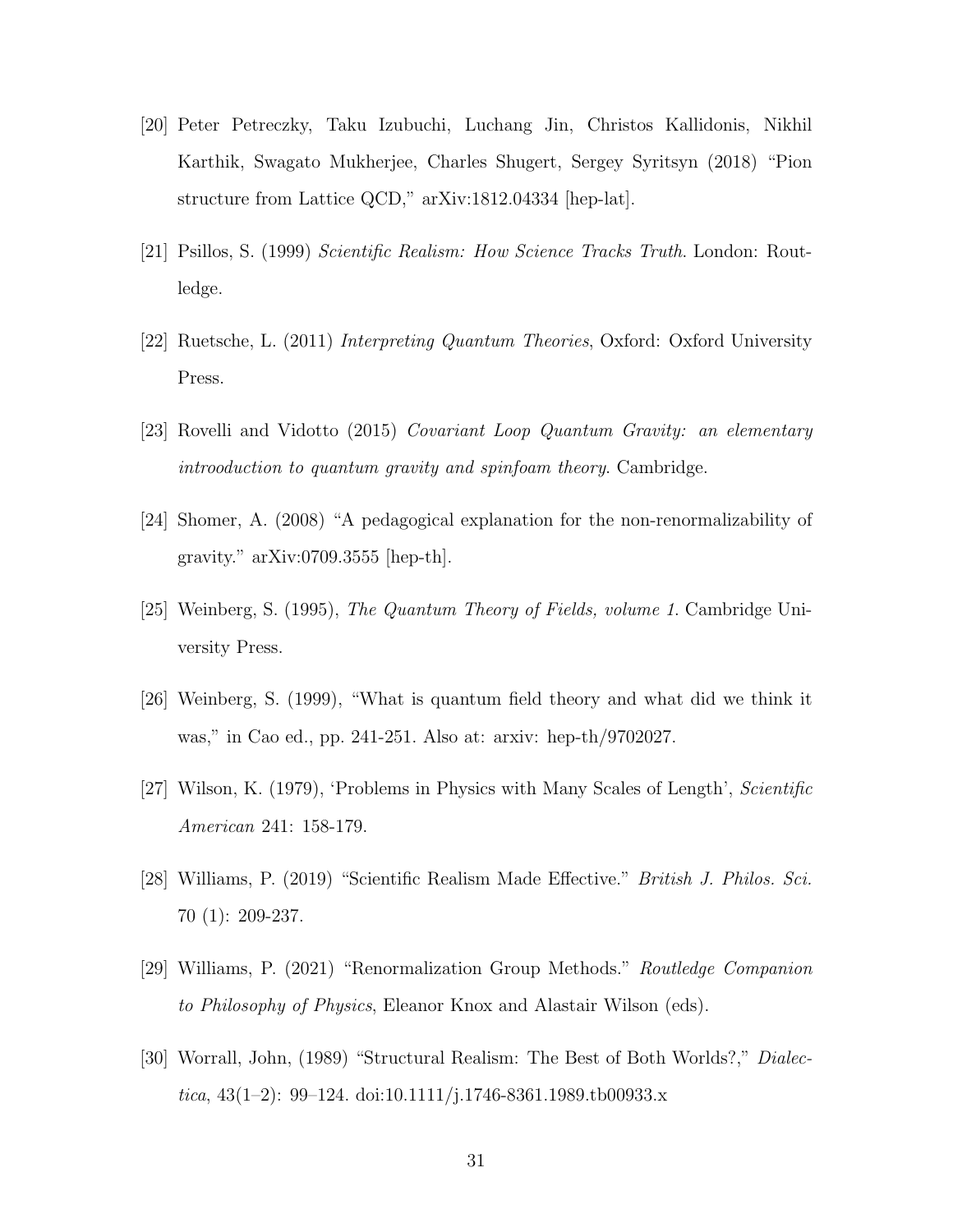[20] Peter Petreczky, Taku Izubuchi, Luchang Jin, Christos Kallidonis, Nikhil Karthik, Swagato Mukherjee, Charles Shugert, Sergey Syritsyn (2018) "Pion structure from Lattice QCD," arXiv:1812.04334 [hep-lat].

[21] Psillos, S. (1999) *Scientific Realism: How Science Tracks Truth*. London: Routledge.

[22] Ruetsche, L. (2011) *Interpreting Quantum Theories*, Oxford: Oxford University Press.

[23] Rovelli and Vidotto (2015) *Covariant Loop Quantum Gravity: an elementary introoduction to quantum gravity and spinfoam theory*. Cambridge.

[24] Shomer, A. (2008) "A pedagogical explanation for the non-renormalizability of gravity." arXiv:0709.3555 [hep-th].

[25] Weinberg, S. (1995), *The Quantum Theory of Fields, volume 1*. Cambridge University Press.

[26] Weinberg, S. (1999), "What is quantum field theory and what did we think it was," in Cao ed., pp. 241-251. Also at: arxiv: hep-th/9702027.

[27] Wilson, K. (1979), 'Problems in Physics with Many Scales of Length', *Scientific American* 241: 158-179.

[28] Williams, P. (2019) "Scientific Realism Made Effective." *British J. Philos. Sci.* 70 (1): 209-237.

[29] Williams, P. (2021) "Renormalization Group Methods." *Routledge Companion to Philosophy of Physics*, Eleanor Knox and Alastair Wilson (eds).

[30] Worrall, John, (1989) "Structural Realism: The Best of Both Worlds?," *Dialectica*, 43(1–2): 99–124. doi:10.1111/j.1746-8361.1989.tb00933.x